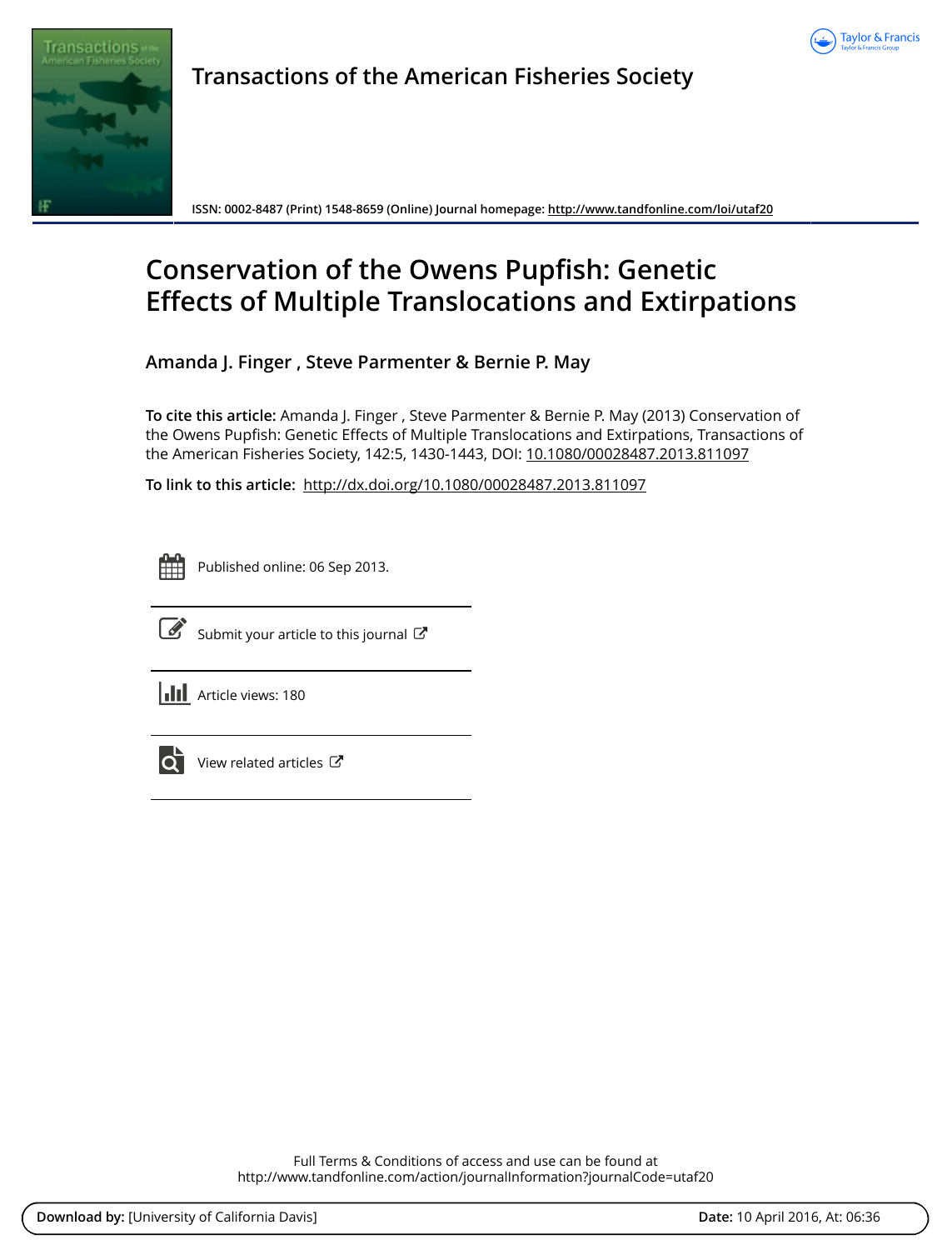# Transactions of the American Fisheries Society

ISSN: 0002-8487 (Print) 1548-8659 (Online) Journal homepage: http://www.tandfonline.com/loi/utaf20

# Conservation of the Owens Pupfish: Genetic Effects of Multiple Translocations and Extirpations

**Amanda J. Finger , Steve Parmenter & Bernie P. May**

**To cite this article:** Amanda J. Finger , Steve Parmenter & Bernie P. May (2013) Conservation of the Owens Pupfish: Genetic Effects of Multiple Translocations and Extirpations, Transactions of the American Fisheries Society, 142:5, 1430-1443, DOI: 10.1080/00028487.2013.811097

**To link to this article:** http://dx.doi.org/10.1080/00028487.2013.811097

Published online: 06 Sep 2013.

Submit your article to this journal

Article views: 180

View related articles

Full Terms & Conditions of access and use can be found at
http://www.tandfonline.com/action/journalInformation?journalCode=utaf20

**Download by:** [University of California Davis] **Date:** 10 April 2016, At: 06:36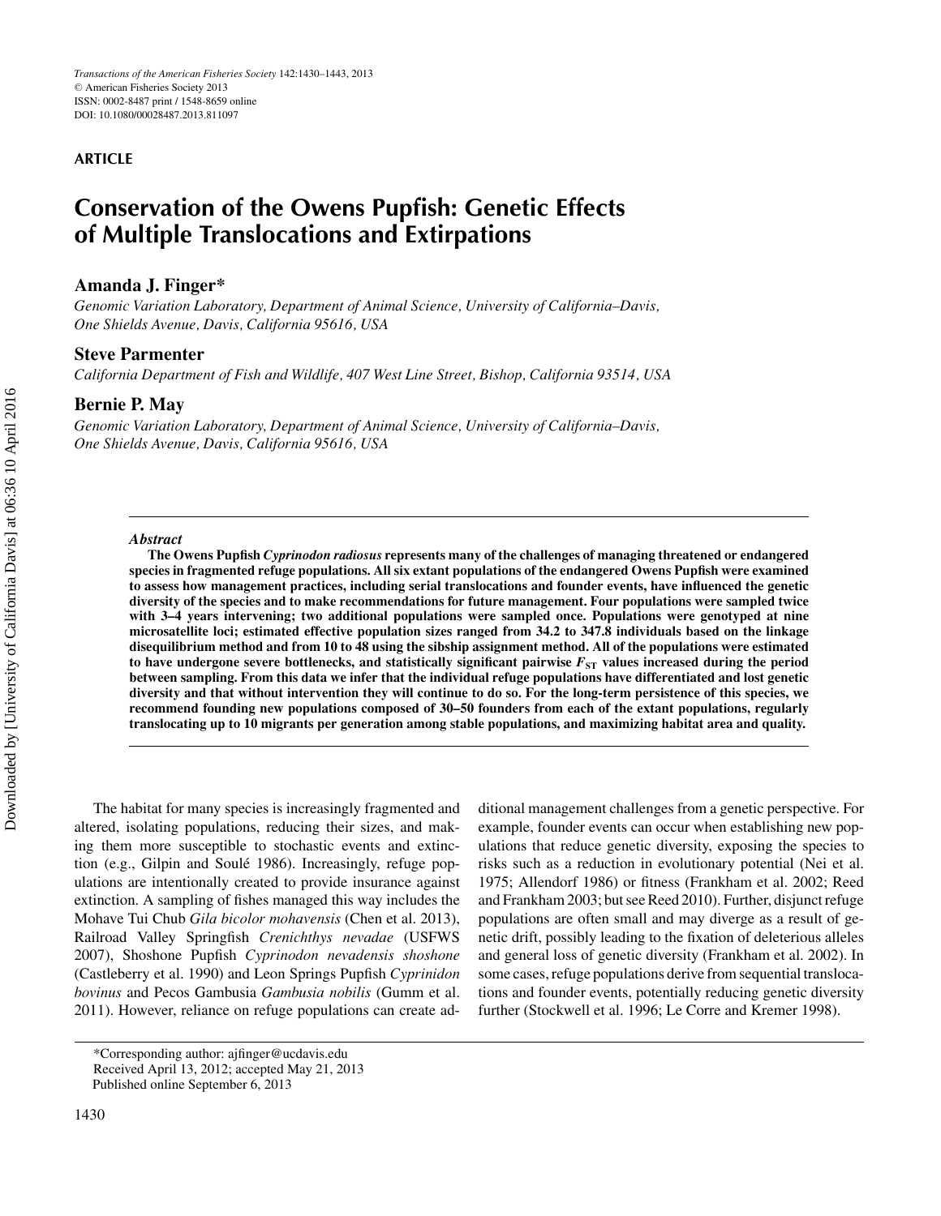**ARTICLE**

# Conservation of the Owens Pupfish: Genetic Effects of Multiple Translocations and Extirpations

**Amanda J. Finger***

*Genomic Variation Laboratory, Department of Animal Science, University of California–Davis, One Shields Avenue, Davis, California 95616, USA*

**Steve Parmenter**

*California Department of Fish and Wildlife, 407 West Line Street, Bishop, California 93514, USA*

**Bernie P. May**

*Genomic Variation Laboratory, Department of Animal Science, University of California–Davis, One Shields Avenue, Davis, California 95616, USA*

---

***Abstract***

**The Owens Pupfish *Cyprinodon radiosus* represents many of the challenges of managing threatened or endangered species in fragmented refuge populations. All six extant populations of the endangered Owens Pupfish were examined to assess how management practices, including serial translocations and founder events, have influenced the genetic diversity of the species and to make recommendations for future management. Four populations were sampled twice with 3–4 years intervening; two additional populations were sampled once. Populations were genotyped at nine microsatellite loci; estimated effective population sizes ranged from 34.2 to 347.8 individuals based on the linkage disequilibrium method and from 10 to 48 using the sibship assignment method. All of the populations were estimated to have undergone severe bottlenecks, and statistically significant pairwise $F_{ST}$ values increased during the period between sampling. From this data we infer that the individual refuge populations have differentiated and lost genetic diversity and that without intervention they will continue to do so. For the long-term persistence of this species, we recommend founding new populations composed of 30–50 founders from each of the extant populations, regularly translocating up to 10 migrants per generation among stable populations, and maximizing habitat area and quality.**

---

The habitat for many species is increasingly fragmented and altered, isolating populations, reducing their sizes, and making them more susceptible to stochastic events and extinction (e.g., Gilpin and Soulé 1986). Increasingly, refuge populations are intentionally created to provide insurance against extinction. A sampling of fishes managed this way includes the Mohave Tui Chub *Gila bicolor mohavensis* (Chen et al. 2013), Railroad Valley Springfish *Crenichthys nevadae* (USFWS 2007), Shoshone Pupfish *Cyprinodon nevadensis shoshone* (Castleberry et al. 1990) and Leon Springs Pupfish *Cyprinidon bovinus* and Pecos Gambusia *Gambusia nobilis* (Gumm et al. 2011). However, reliance on refuge populations can create additional management challenges from a genetic perspective. For example, founder events can occur when establishing new populations that reduce genetic diversity, exposing the species to risks such as a reduction in evolutionary potential (Nei et al. 1975; Allendorf 1986) or fitness (Frankham et al. 2002; Reed and Frankham 2003; but see Reed 2010). Further, disjunct refuge populations are often small and may diverge as a result of genetic drift, possibly leading to the fixation of deleterious alleles and general loss of genetic diversity (Frankham et al. 2002). In some cases, refuge populations derive from sequential translocations and founder events, potentially reducing genetic diversity further (Stockwell et al. 1996; Le Corre and Kremer 1998).

*Corresponding author: ajfinger@ucdavis.edu
Received April 13, 2012; accepted May 21, 2013
Published online September 6, 2013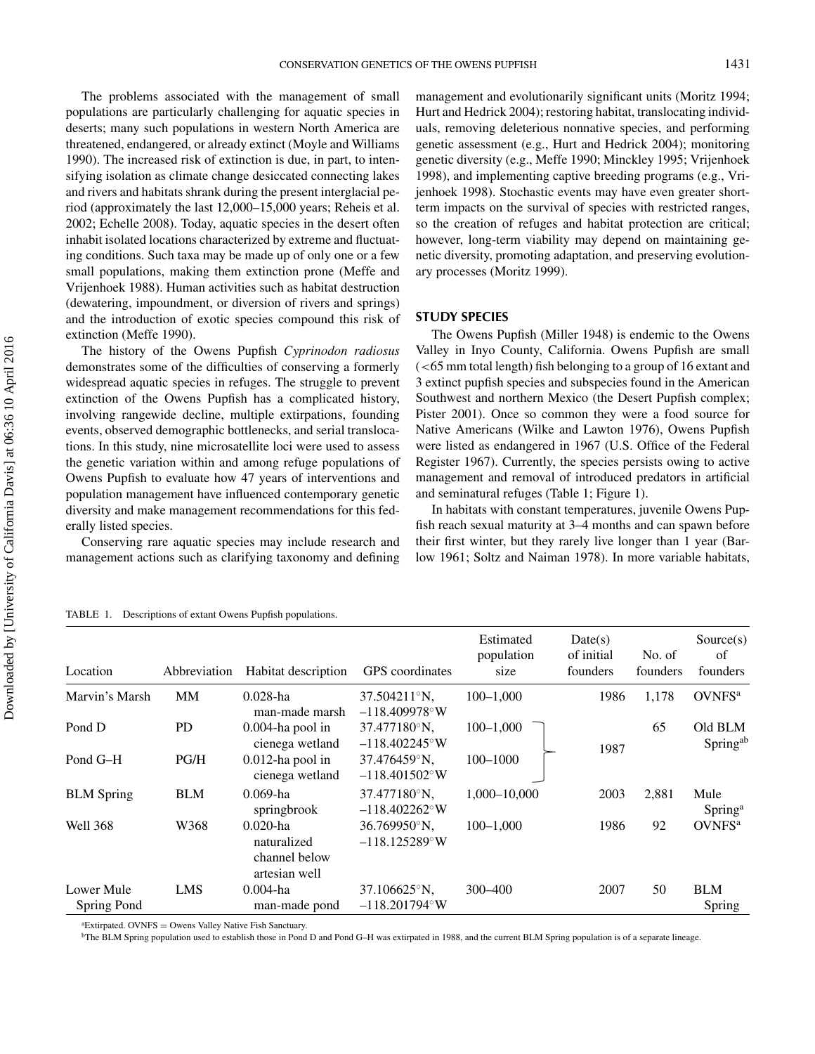The problems associated with the management of small populations are particularly challenging for aquatic species in deserts; many such populations in western North America are threatened, endangered, or already extinct (Moyle and Williams 1990). The increased risk of extinction is due, in part, to intensifying isolation as climate change desiccated connecting lakes and rivers and habitats shrank during the present interglacial period (approximately the last 12,000–15,000 years; Reheis et al. 2002; Echelle 2008). Today, aquatic species in the desert often inhabit isolated locations characterized by extreme and fluctuating conditions. Such taxa may be made up of only one or a few small populations, making them extinction prone (Meffe and Vrijenhoek 1988). Human activities such as habitat destruction (dewatering, impoundment, or diversion of rivers and springs) and the introduction of exotic species compound this risk of extinction (Meffe 1990).

The history of the Owens Pupfish *Cyprinodon radiosus* demonstrates some of the difficulties of conserving a formerly widespread aquatic species in refuges. The struggle to prevent extinction of the Owens Pupfish has a complicated history, involving rangewide decline, multiple extirpations, founding events, observed demographic bottlenecks, and serial translocations. In this study, nine microsatellite loci were used to assess the genetic variation within and among refuge populations of Owens Pupfish to evaluate how 47 years of interventions and population management have influenced contemporary genetic diversity and make management recommendations for this federally listed species.

Conserving rare aquatic species may include research and management actions such as clarifying taxonomy and defining management and evolutionarily significant units (Moritz 1994; Hurt and Hedrick 2004); restoring habitat, translocating individuals, removing deleterious nonnative species, and performing genetic assessment (e.g., Hurt and Hedrick 2004); monitoring genetic diversity (e.g., Meffe 1990; Minckley 1995; Vrijenhoek 1998), and implementing captive breeding programs (e.g., Vrijenhoek 1998). Stochastic events may have even greater short-term impacts on the survival of species with restricted ranges, so the creation of refuges and habitat protection are critical; however, long-term viability may depend on maintaining genetic diversity, promoting adaptation, and preserving evolutionary processes (Moritz 1999).

## STUDY SPECIES

The Owens Pupfish (Miller 1948) is endemic to the Owens Valley in Inyo County, California. Owens Pupfish are small (<65 mm total length) fish belonging to a group of 16 extant and 3 extinct pupfish species and subspecies found in the American Southwest and northern Mexico (the Desert Pupfish complex; Pister 2001). Once so common they were a food source for Native Americans (Wilke and Lawton 1976), Owens Pupfish were listed as endangered in 1967 (U.S. Office of the Federal Register 1967). Currently, the species persists owing to active management and removal of introduced predators in artificial and seminatural refuges (Table 1; Figure 1).

In habitats with constant temperatures, juvenile Owens Pupfish reach sexual maturity at 3–4 months and can spawn before their first winter, but they rarely live longer than 1 year (Barlow 1961; Soltz and Naiman 1978). In more variable habitats,

TABLE 1. Descriptions of extant Owens Pupfish populations.

| Location | Abbreviation | Habitat description | GPS coordinates | Estimated population size | Date(s) of initial founders | No. of founders | Source(s) of founders |
|---|---|---|---|---|---|---|---|
| Marvin's Marsh | MM | 0.028-ha man-made marsh | 37.504211°N, –118.409978°W | 100–1,000 | 1986 | 1,178 | OVNFS[a] |
| Pond D | PD | 0.004-ha pool in cienega wetland | 37.477180°N, –118.402245°W | 100–1,000 | 1987 | 65 | Old BLM Spring[ab] |
| Pond G–H | PG/H | 0.012-ha pool in cienega wetland | 37.476459°N, –118.401502°W | 100–1000 | | | |
| BLM Spring | BLM | 0.069-ha springbrook | 37.477180°N, –118.402262°W | 1,000–10,000 | 2003 | 2,881 | Mule Spring[a] |
| Well 368 | W368 | 0.020-ha naturalized channel below artesian well | 36.769950°N, –118.125289°W | 100–1,000 | 1986 | 92 | OVNFS[a] |
| Lower Mule Spring Pond | LMS | 0.004-ha man-made pond | 37.106625°N, –118.201794°W | 300–400 | 2007 | 50 | BLM Spring |

[a]Extirpated. OVNFS = Owens Valley Native Fish Sanctuary.
[b]The BLM Spring population used to establish those in Pond D and Pond G–H was extirpated in 1988, and the current BLM Spring population is of a separate lineage.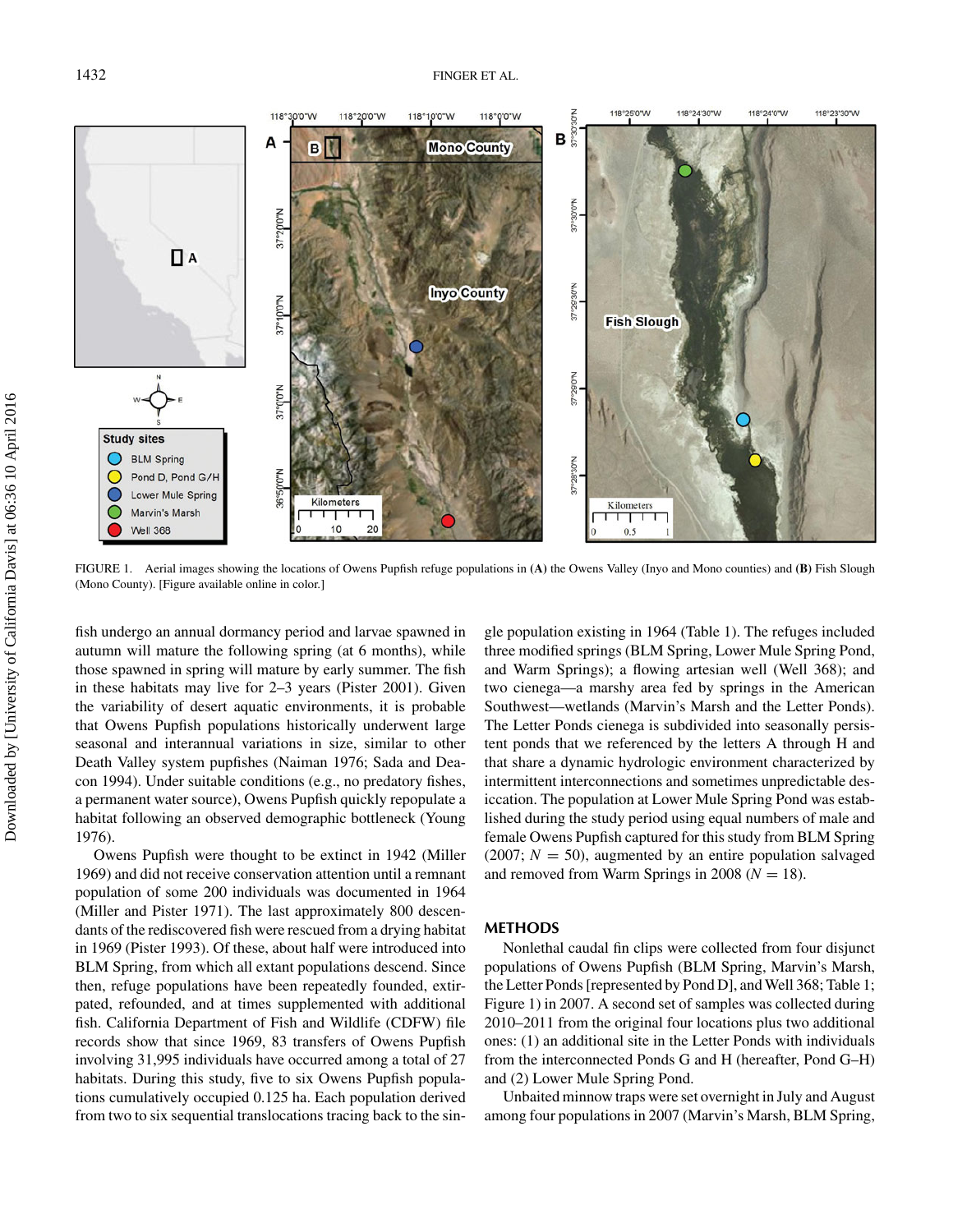118°30'0"W 118°20'0"W 118°10'0"W 118°0'0"W

A

B

Mono County

Inyo County

37°20'0"N

37°10'0"N

37°0'0"N

36°50'0"N

Kilometers

0 10 20

A

N

W E

S

Study sites

BLM Spring

Pond D, Pond G/H

Lower Mule Spring

Marvin's Marsh

Well 368

B

118°25'0"W 118°24'30"W 118°24'0"W 118°23'30"W

37°30'30"N

37°30'0"N

37°29'30"N

37°29'0"N

37°28'30"N

Fish Slough

Kilometers

0 0.5 1

FIGURE 1. Aerial images showing the locations of Owens Pupfish refuge populations in (**A**) the Owens Valley (Inyo and Mono counties) and (**B**) Fish Slough (Mono County). [Figure available online in color.]

fish undergo an annual dormancy period and larvae spawned in autumn will mature the following spring (at 6 months), while those spawned in spring will mature by early summer. The fish in these habitats may live for 2–3 years (Pister 2001). Given the variability of desert aquatic environments, it is probable that Owens Pupfish populations historically underwent large seasonal and interannual variations in size, similar to other Death Valley system pupfishes (Naiman 1976; Sada and Deacon 1994). Under suitable conditions (e.g., no predatory fishes, a permanent water source), Owens Pupfish quickly repopulate a habitat following an observed demographic bottleneck (Young 1976).

Owens Pupfish were thought to be extinct in 1942 (Miller 1969) and did not receive conservation attention until a remnant population of some 200 individuals was documented in 1964 (Miller and Pister 1971). The last approximately 800 descendants of the rediscovered fish were rescued from a drying habitat in 1969 (Pister 1993). Of these, about half were introduced into BLM Spring, from which all extant populations descend. Since then, refuge populations have been repeatedly founded, extirpated, refounded, and at times supplemented with additional fish. California Department of Fish and Wildlife (CDFW) file records show that since 1969, 83 transfers of Owens Pupfish involving 31,995 individuals have occurred among a total of 27 habitats. During this study, five to six Owens Pupfish populations cumulatively occupied 0.125 ha. Each population derived from two to six sequential translocations tracing back to the single population existing in 1964 (Table 1). The refuges included three modified springs (BLM Spring, Lower Mule Spring Pond, and Warm Springs); a flowing artesian well (Well 368); and two cienega—a marshy area fed by springs in the American Southwest—wetlands (Marvin's Marsh and the Letter Ponds). The Letter Ponds cienega is subdivided into seasonally persistent ponds that we referenced by the letters A through H and that share a dynamic hydrologic environment characterized by intermittent interconnections and sometimes unpredictable desiccation. The population at Lower Mule Spring Pond was established during the study period using equal numbers of male and female Owens Pupfish captured for this study from BLM Spring (2007; $N = 50$), augmented by an entire population salvaged and removed from Warm Springs in 2008 ($N = 18$).

## METHODS

Nonlethal caudal fin clips were collected from four disjunct populations of Owens Pupfish (BLM Spring, Marvin's Marsh, the Letter Ponds [represented by Pond D], and Well 368; Table 1; Figure 1) in 2007. A second set of samples was collected during 2010–2011 from the original four locations plus two additional ones: (1) an additional site in the Letter Ponds with individuals from the interconnected Ponds G and H (hereafter, Pond G–H) and (2) Lower Mule Spring Pond.

Unbaited minnow traps were set overnight in July and August among four populations in 2007 (Marvin's Marsh, BLM Spring,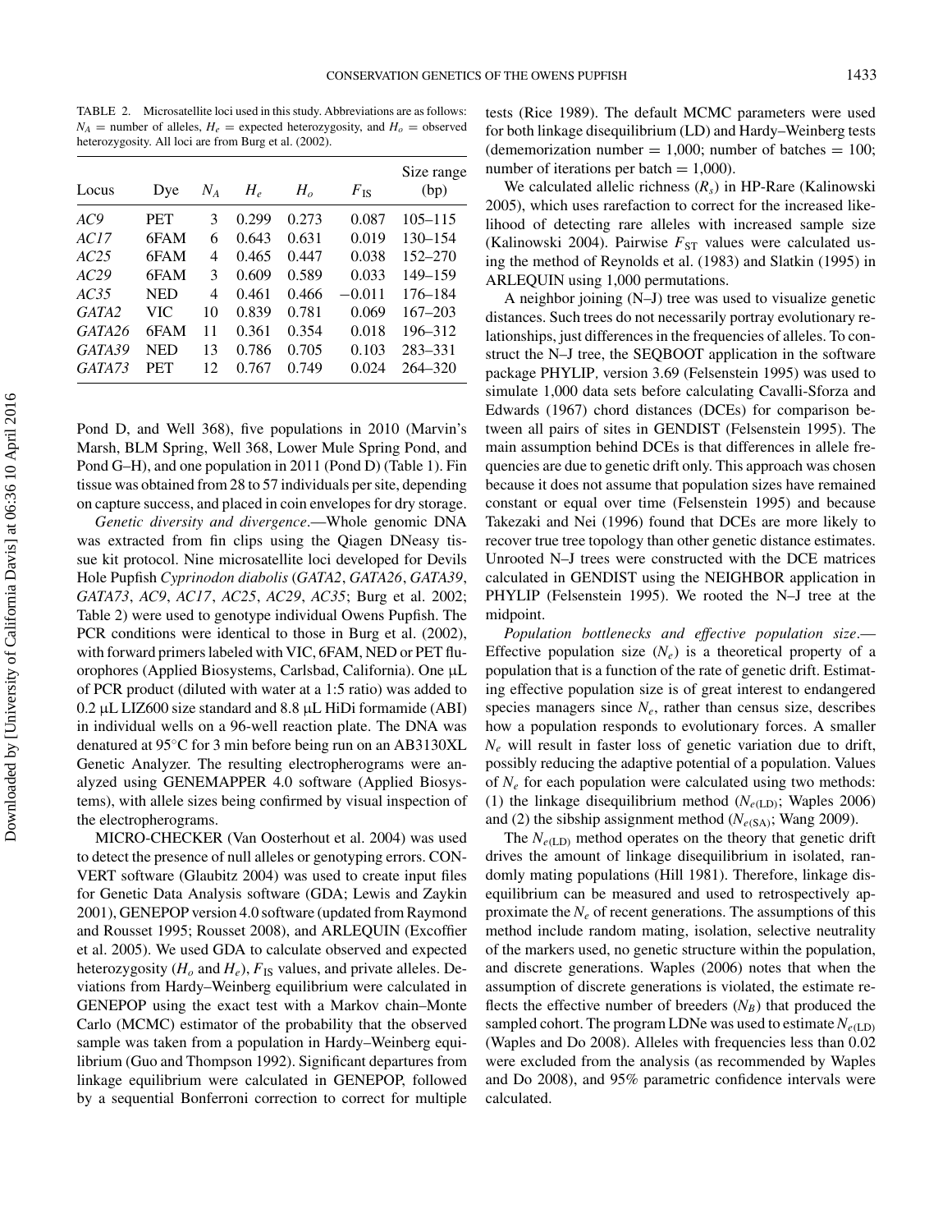TABLE 2. Microsatellite loci used in this study. Abbreviations are as follows: $N_A$ = number of alleles, $H_e$ = expected heterozygosity, and $H_o$ = observed heterozygosity. All loci are from Burg et al. (2002).

| Locus | Dye | $N_A$ | $H_e$ | $H_o$ | $F_{IS}$ | Size range (bp) |
|---|---|---|---|---|---|---|
| *AC9* | PET | 3 | 0.299 | 0.273 | 0.087 | 105–115 |
| *AC17* | 6FAM | 6 | 0.643 | 0.631 | 0.019 | 130–154 |
| *AC25* | 6FAM | 4 | 0.465 | 0.447 | 0.038 | 152–270 |
| *AC29* | 6FAM | 3 | 0.609 | 0.589 | 0.033 | 149–159 |
| *AC35* | NED | 4 | 0.461 | 0.466 | −0.011 | 176–184 |
| *GATA2* | VIC | 10 | 0.839 | 0.781 | 0.069 | 167–203 |
| *GATA26* | 6FAM | 11 | 0.361 | 0.354 | 0.018 | 196–312 |
| *GATA39* | NED | 13 | 0.786 | 0.705 | 0.103 | 283–331 |
| *GATA73* | PET | 12 | 0.767 | 0.749 | 0.024 | 264–320 |

Pond D, and Well 368), five populations in 2010 (Marvin's Marsh, BLM Spring, Well 368, Lower Mule Spring Pond, and Pond G–H), and one population in 2011 (Pond D) (Table 1). Fin tissue was obtained from 28 to 57 individuals per site, depending on capture success, and placed in coin envelopes for dry storage.

*Genetic diversity and divergence*.—Whole genomic DNA was extracted from fin clips using the Qiagen DNeasy tissue kit protocol. Nine microsatellite loci developed for Devils Hole Pupfish *Cyprinodon diabolis* (*GATA2*, *GATA26*, *GATA39*, *GATA73*, *AC9*, *AC17*, *AC25*, *AC29*, *AC35*; Burg et al. 2002; Table 2) were used to genotype individual Owens Pupfish. The PCR conditions were identical to those in Burg et al. (2002), with forward primers labeled with VIC, 6FAM, NED or PET fluorophores (Applied Biosystems, Carlsbad, California). One μL of PCR product (diluted with water at a 1:5 ratio) was added to 0.2 μL LIZ600 size standard and 8.8 μL HiDi formamide (ABI) in individual wells on a 96-well reaction plate. The DNA was denatured at 95°C for 3 min before being run on an AB3130XL Genetic Analyzer. The resulting electropherograms were analyzed using GENEMAPPER 4.0 software (Applied Biosystems), with allele sizes being confirmed by visual inspection of the electropherograms.

MICRO-CHECKER (Van Oosterhout et al. 2004) was used to detect the presence of null alleles or genotyping errors. CONVERT software (Glaubitz 2004) was used to create input files for Genetic Data Analysis software (GDA; Lewis and Zaykin 2001), GENEPOP version 4.0 software (updated from Raymond and Rousset 1995; Rousset 2008), and ARLEQUIN (Excoffier et al. 2005). We used GDA to calculate observed and expected heterozygosity ($H_o$ and $H_e$), $F_{IS}$ values, and private alleles. Deviations from Hardy–Weinberg equilibrium were calculated in GENEPOP using the exact test with a Markov chain–Monte Carlo (MCMC) estimator of the probability that the observed sample was taken from a population in Hardy–Weinberg equilibrium (Guo and Thompson 1992). Significant departures from linkage equilibrium were calculated in GENEPOP, followed by a sequential Bonferroni correction to correct for multiple tests (Rice 1989). The default MCMC parameters were used for both linkage disequilibrium (LD) and Hardy–Weinberg tests (dememorization number = 1,000; number of batches = 100; number of iterations per batch = 1,000).

We calculated allelic richness ($R_s$) in HP-Rare (Kalinowski 2005), which uses rarefaction to correct for the increased likelihood of detecting rare alleles with increased sample size (Kalinowski 2004). Pairwise $F_{ST}$ values were calculated using the method of Reynolds et al. (1983) and Slatkin (1995) in ARLEQUIN using 1,000 permutations.

A neighbor joining (N–J) tree was used to visualize genetic distances. Such trees do not necessarily portray evolutionary relationships, just differences in the frequencies of alleles. To construct the N–J tree, the SEQBOOT application in the software package PHYLIP, version 3.69 (Felsenstein 1995) was used to simulate 1,000 data sets before calculating Cavalli-Sforza and Edwards (1967) chord distances (DCEs) for comparison between all pairs of sites in GENDIST (Felsenstein 1995). The main assumption behind DCEs is that differences in allele frequencies are due to genetic drift only. This approach was chosen because it does not assume that population sizes have remained constant or equal over time (Felsenstein 1995) and because Takezaki and Nei (1996) found that DCEs are more likely to recover true tree topology than other genetic distance estimates. Unrooted N–J trees were constructed with the DCE matrices calculated in GENDIST using the NEIGHBOR application in PHYLIP (Felsenstein 1995). We rooted the N–J tree at the midpoint.

*Population bottlenecks and effective population size*.—Effective population size ($N_e$) is a theoretical property of a population that is a function of the rate of genetic drift. Estimating effective population size is of great interest to endangered species managers since $N_e$, rather than census size, describes how a population responds to evolutionary forces. A smaller $N_e$ will result in faster loss of genetic variation due to drift, possibly reducing the adaptive potential of a population. Values of $N_e$ for each population were calculated using two methods: (1) the linkage disequilibrium method ($N_{e(\mathrm{LD})}$; Waples 2006) and (2) the sibship assignment method ($N_{e(\mathrm{SA})}$; Wang 2009).

The $N_{e(\mathrm{LD})}$ method operates on the theory that genetic drift drives the amount of linkage disequilibrium in isolated, randomly mating populations (Hill 1981). Therefore, linkage disequilibrium can be measured and used to retrospectively approximate the $N_e$ of recent generations. The assumptions of this method include random mating, isolation, selective neutrality of the markers used, no genetic structure within the population, and discrete generations. Waples (2006) notes that when the assumption of discrete generations is violated, the estimate reflects the effective number of breeders ($N_B$) that produced the sampled cohort. The program LDNe was used to estimate $N_{e(\mathrm{LD})}$ (Waples and Do 2008). Alleles with frequencies less than 0.02 were excluded from the analysis (as recommended by Waples and Do 2008), and 95% parametric confidence intervals were calculated.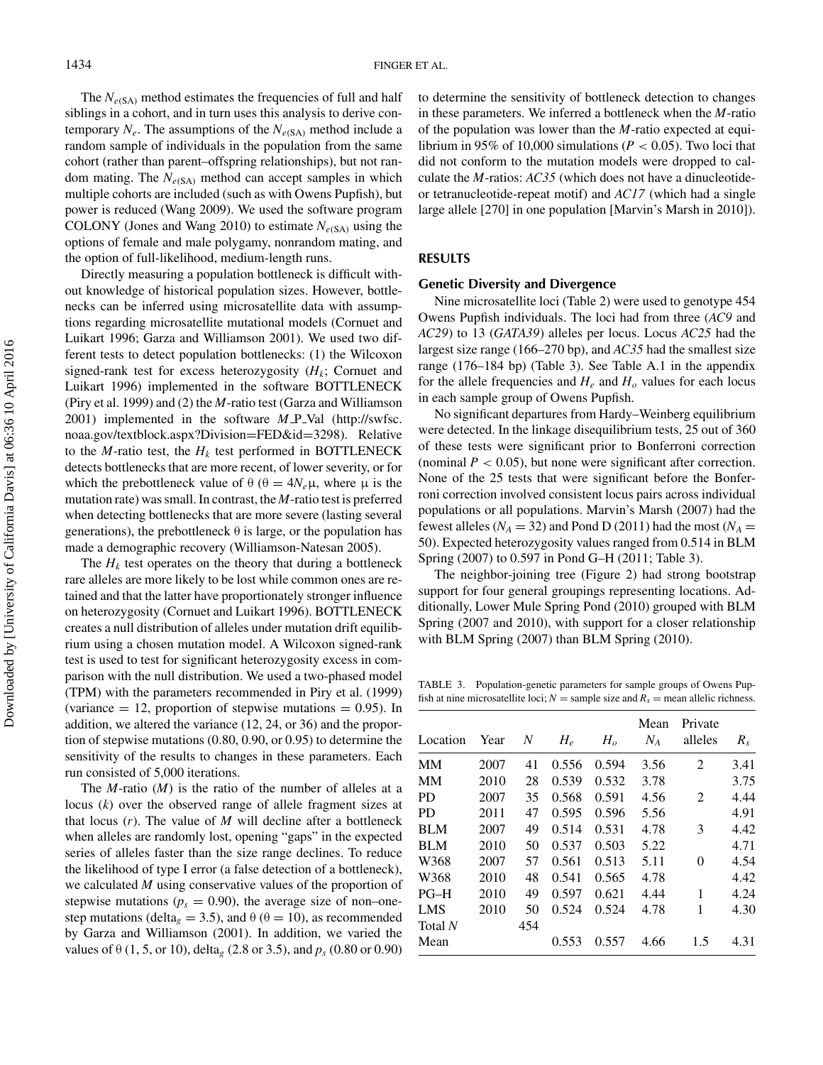The $N_{e(SA)}$ method estimates the frequencies of full and half siblings in a cohort, and in turn uses this analysis to derive contemporary $N_e$. The assumptions of the $N_{e(SA)}$ method include a random sample of individuals in the population from the same cohort (rather than parent–offspring relationships), but not random mating. The $N_{e(SA)}$ method can accept samples in which multiple cohorts are included (such as with Owens Pupfish), but power is reduced (Wang 2009). We used the software program COLONY (Jones and Wang 2010) to estimate $N_{e(SA)}$ using the options of female and male polygamy, nonrandom mating, and the option of full-likelihood, medium-length runs.

Directly measuring a population bottleneck is difficult without knowledge of historical population sizes. However, bottlenecks can be inferred using microsatellite data with assumptions regarding microsatellite mutational models (Cornuet and Luikart 1996; Garza and Williamson 2001). We used two different tests to detect population bottlenecks: (1) the Wilcoxon signed-rank test for excess heterozygosity ($H_k$; Cornuet and Luikart 1996) implemented in the software BOTTLENECK (Piry et al. 1999) and (2) the *M*-ratio test (Garza and Williamson 2001) implemented in the software M_P_Val (http://swfsc.noaa.gov/textblock.aspx?Division=FED&id=3298). Relative to the *M*-ratio test, the $H_k$ test performed in BOTTLENECK detects bottlenecks that are more recent, of lower severity, or for which the prebottleneck value of θ ($\theta = 4N_e\mu$, where μ is the mutation rate) was small. In contrast, the *M*-ratio test is preferred when detecting bottlenecks that are more severe (lasting several generations), the prebottleneck θ is large, or the population has made a demographic recovery (Williamson-Natesan 2005).

The $H_k$ test operates on the theory that during a bottleneck rare alleles are more likely to be lost while common ones are retained and that the latter have proportionately stronger influence on heterozygosity (Cornuet and Luikart 1996). BOTTLENECK creates a null distribution of alleles under mutation drift equilibrium using a chosen mutation model. A Wilcoxon signed-rank test is used to test for significant heterozygosity excess in comparison with the null distribution. We used a two-phased model (TPM) with the parameters recommended in Piry et al. (1999) (variance = 12, proportion of stepwise mutations = 0.95). In addition, we altered the variance (12, 24, or 36) and the proportion of stepwise mutations (0.80, 0.90, or 0.95) to determine the sensitivity of the results to changes in these parameters. Each run consisted of 5,000 iterations.

The *M*-ratio (*M*) is the ratio of the number of alleles at a locus (*k*) over the observed range of allele fragment sizes at that locus (*r*). The value of *M* will decline after a bottleneck when alleles are randomly lost, opening "gaps" in the expected series of alleles faster than the size range declines. To reduce the likelihood of type I error (a false detection of a bottleneck), we calculated *M* using conservative values of the proportion of stepwise mutations ($p_s = 0.90$), the average size of non–one-step mutations ($\text{delta}_g = 3.5$), and θ ($\theta = 10$), as recommended by Garza and Williamson (2001). In addition, we varied the values of θ (1, 5, or 10), $\text{delta}_g$ (2.8 or 3.5), and $p_s$ (0.80 or 0.90) to determine the sensitivity of bottleneck detection to changes in these parameters. We inferred a bottleneck when the *M*-ratio of the population was lower than the *M*-ratio expected at equilibrium in 95% of 10,000 simulations ($P < 0.05$). Two loci that did not conform to the mutation models were dropped to calculate the *M*-ratios: *AC35* (which does not have a dinucleotide- or tetranucleotide-repeat motif) and *AC17* (which had a single large allele [270] in one population [Marvin's Marsh in 2010]).

## RESULTS

### Genetic Diversity and Divergence

Nine microsatellite loci (Table 2) were used to genotype 454 Owens Pupfish individuals. The loci had from three (*AC9* and *AC29*) to 13 (*GATA39*) alleles per locus. Locus *AC25* had the largest size range (166–270 bp), and *AC35* had the smallest size range (176–184 bp) (Table 3). See Table A.1 in the appendix for the allele frequencies and $H_e$ and $H_o$ values for each locus in each sample group of Owens Pupfish.

No significant departures from Hardy–Weinberg equilibrium were detected. In the linkage disequilibrium tests, 25 out of 360 of these tests were significant prior to Bonferroni correction (nominal $P < 0.05$), but none were significant after correction. None of the 25 tests that were significant before the Bonferroni correction involved consistent locus pairs across individual populations or all populations. Marvin's Marsh (2007) had the fewest alleles ($N_A = 32$) and Pond D (2011) had the most ($N_A = 50$). Expected heterozygosity values ranged from 0.514 in BLM Spring (2007) to 0.597 in Pond G–H (2011; Table 3).

The neighbor-joining tree (Figure 2) had strong bootstrap support for four general groupings representing locations. Additionally, Lower Mule Spring Pond (2010) grouped with BLM Spring (2007 and 2010), with support for a closer relationship with BLM Spring (2007) than BLM Spring (2010).

TABLE 3. Population-genetic parameters for sample groups of Owens Pupfish at nine microsatellite loci; $N$ = sample size and $R_s$ = mean allelic richness.

| Location | Year | $N$ | $H_e$ | $H_o$ | Mean $N_A$ | Private alleles | $R_s$ |
|---|---|---|---|---|---|---|---|
| MM | 2007 | 41 | 0.556 | 0.594 | 3.56 | 2 | 3.41 |
| MM | 2010 | 28 | 0.539 | 0.532 | 3.78 | | 3.75 |
| PD | 2007 | 35 | 0.568 | 0.591 | 4.56 | 2 | 4.44 |
| PD | 2011 | 47 | 0.595 | 0.596 | 5.56 | | 4.91 |
| BLM | 2007 | 49 | 0.514 | 0.531 | 4.78 | 3 | 4.42 |
| BLM | 2010 | 50 | 0.537 | 0.503 | 5.22 | | 4.71 |
| W368 | 2007 | 57 | 0.561 | 0.513 | 5.11 | 0 | 4.54 |
| W368 | 2010 | 48 | 0.541 | 0.565 | 4.78 | | 4.42 |
| PG–H | 2010 | 49 | 0.597 | 0.621 | 4.44 | 1 | 4.24 |
| LMS | 2010 | 50 | 0.524 | 0.524 | 4.78 | 1 | 4.30 |
| Total $N$ | | 454 | | | | | |
| Mean | | | 0.553 | 0.557 | 4.66 | 1.5 | 4.31 |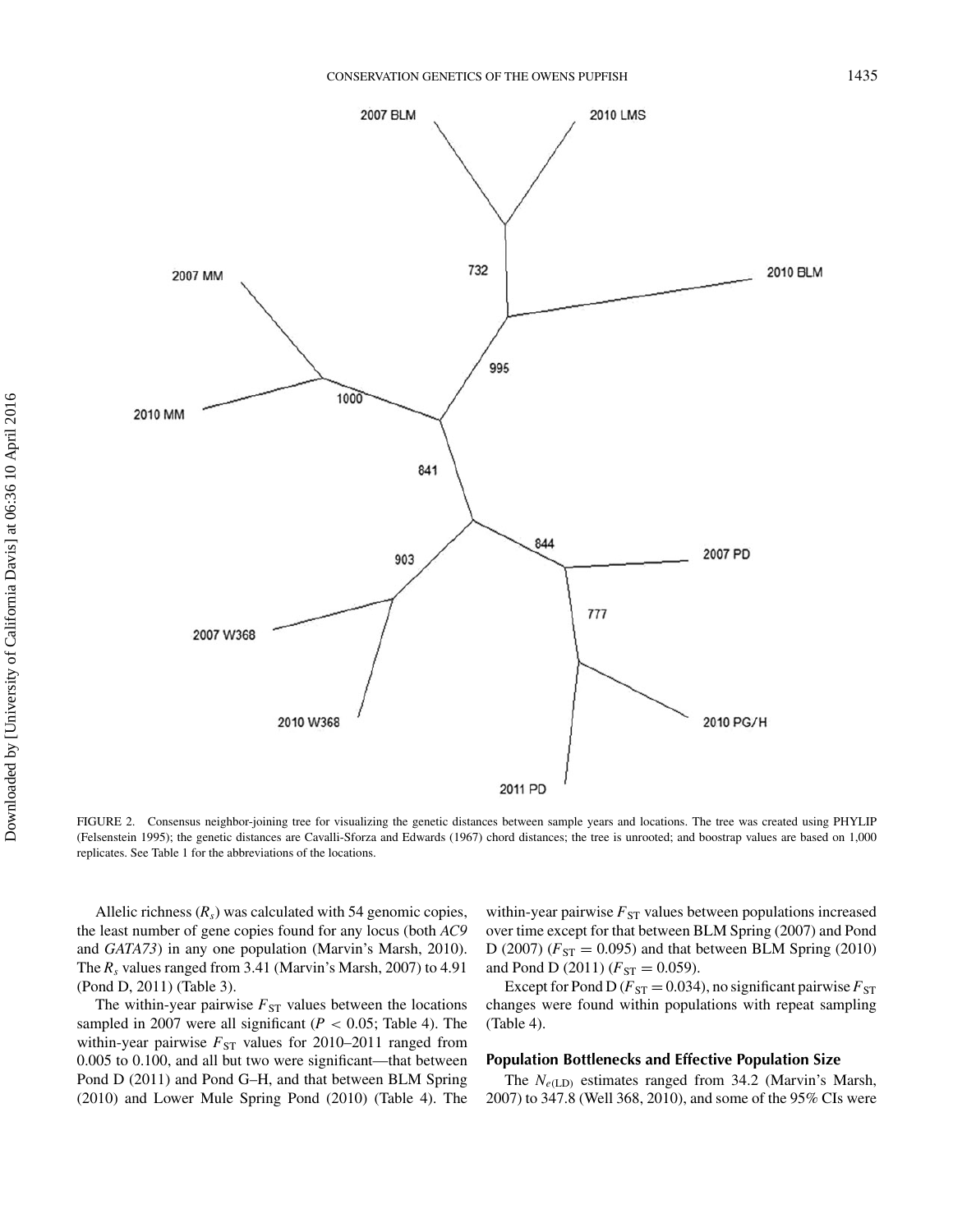2007 BLM

2010 LMS

732

2010 BLM

2007 MM

995

1000

2010 MM

841

844

903

2007 PD

777

2007 W368

2010 W368

2010 PG/H

2011 PD

FIGURE 2. Consensus neighbor-joining tree for visualizing the genetic distances between sample years and locations. The tree was created using PHYLIP (Felsenstein 1995); the genetic distances are Cavalli-Sforza and Edwards (1967) chord distances; the tree is unrooted; and boostrap values are based on 1,000 replicates. See Table 1 for the abbreviations of the locations.

Allelic richness ($R_s$) was calculated with 54 genomic copies, the least number of gene copies found for any locus (both *AC9* and *GATA73*) in any one population (Marvin's Marsh, 2010). The $R_s$ values ranged from 3.41 (Marvin's Marsh, 2007) to 4.91 (Pond D, 2011) (Table 3).

The within-year pairwise $F_{ST}$ values between the locations sampled in 2007 were all significant ($P < 0.05$; Table 4). The within-year pairwise $F_{ST}$ values for 2010–2011 ranged from 0.005 to 0.100, and all but two were significant—that between Pond D (2011) and Pond G–H, and that between BLM Spring (2010) and Lower Mule Spring Pond (2010) (Table 4). The within-year pairwise $F_{ST}$ values between populations increased over time except for that between BLM Spring (2007) and Pond D (2007) ($F_{ST} = 0.095$) and that between BLM Spring (2010) and Pond D (2011) ($F_{ST} = 0.059$).

Except for Pond D ($F_{ST} = 0.034$), no significant pairwise $F_{ST}$ changes were found within populations with repeat sampling (Table 4).

### Population Bottlenecks and Effective Population Size

The $N_{e(LD)}$ estimates ranged from 34.2 (Marvin's Marsh, 2007) to 347.8 (Well 368, 2010), and some of the 95% CIs were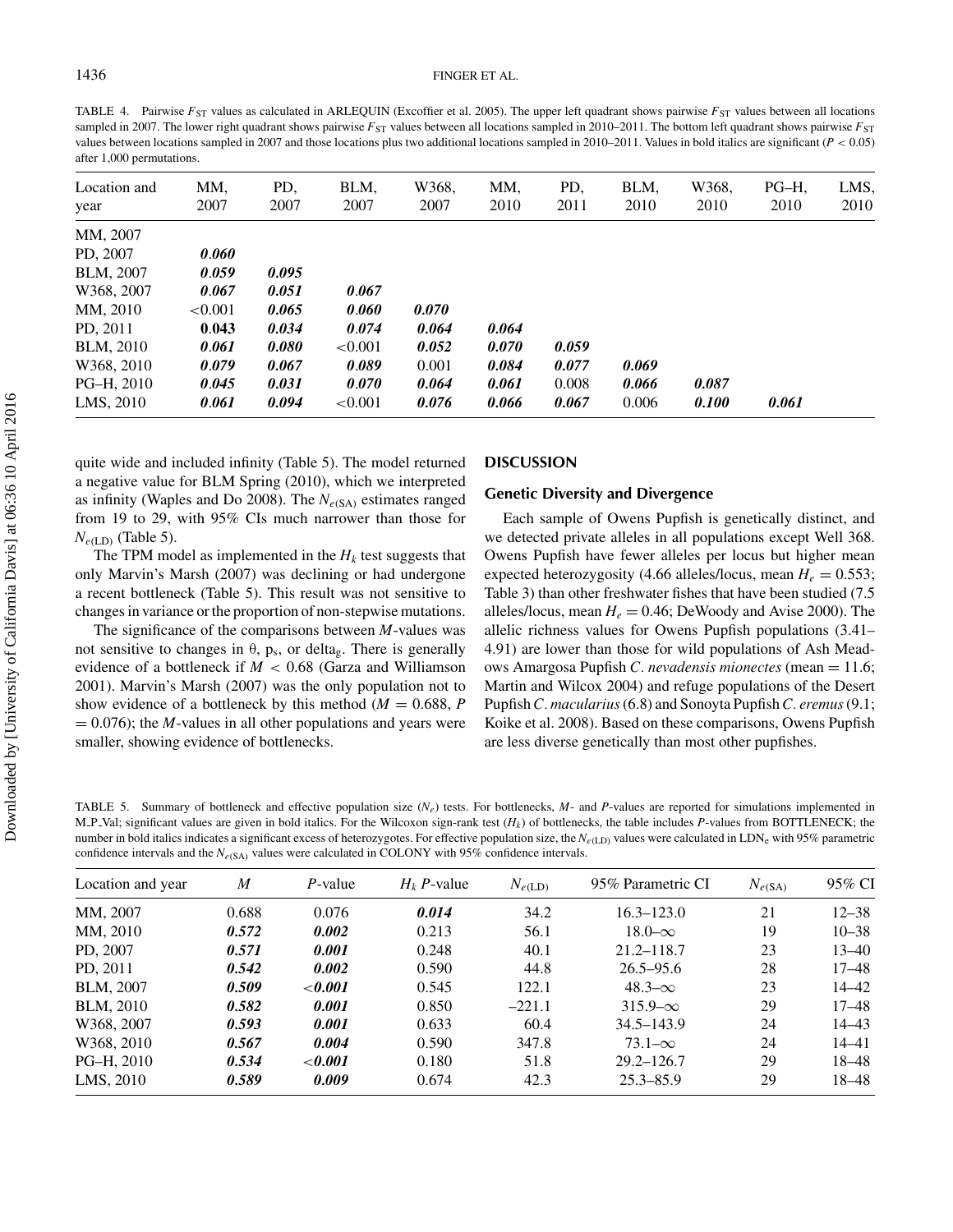TABLE 4. Pairwise $F_{ST}$ values as calculated in ARLEQUIN (Excoffier et al. 2005). The upper left quadrant shows pairwise $F_{ST}$ values between all locations sampled in 2007. The lower right quadrant shows pairwise $F_{ST}$ values between all locations sampled in 2010–2011. The bottom left quadrant shows pairwise $F_{ST}$ values between locations sampled in 2007 and those locations plus two additional locations sampled in 2010–2011. Values in bold italics are significant ($P < 0.05$) after 1,000 permutations.

| Location and year | MM, 2007 | PD, 2007 | BLM, 2007 | W368, 2007 | MM, 2010 | PD, 2011 | BLM, 2010 | W368, 2010 | PG–H, 2010 | LMS, 2010 |
|---|---|---|---|---|---|---|---|---|---|---|
| MM, 2007 | | | | | | | | | | |
| PD, 2007 | ***0.060*** | | | | | | | | | |
| BLM, 2007 | ***0.059*** | ***0.095*** | | | | | | | | |
| W368, 2007 | ***0.067*** | ***0.051*** | ***0.067*** | | | | | | | |
| MM, 2010 | <0.001 | ***0.065*** | ***0.060*** | ***0.070*** | | | | | | |
| PD, 2011 | **0.043** | ***0.034*** | ***0.074*** | ***0.064*** | ***0.064*** | | | | | |
| BLM, 2010 | ***0.061*** | ***0.080*** | <0.001 | ***0.052*** | ***0.070*** | ***0.059*** | | | | |
| W368, 2010 | ***0.079*** | ***0.067*** | ***0.089*** | 0.001 | ***0.084*** | ***0.077*** | ***0.069*** | | | |
| PG–H, 2010 | ***0.045*** | ***0.031*** | ***0.070*** | ***0.064*** | ***0.061*** | 0.008 | ***0.066*** | ***0.087*** | | |
| LMS, 2010 | ***0.061*** | ***0.094*** | <0.001 | ***0.076*** | ***0.066*** | ***0.067*** | 0.006 | ***0.100*** | ***0.061*** | |

quite wide and included infinity (Table 5). The model returned a negative value for BLM Spring (2010), which we interpreted as infinity (Waples and Do 2008). The $N_{e(SA)}$ estimates ranged from 19 to 29, with 95% CIs much narrower than those for $N_{e(LD)}$ (Table 5).

The TPM model as implemented in the $H_k$ test suggests that only Marvin's Marsh (2007) was declining or had undergone a recent bottleneck (Table 5). This result was not sensitive to changes in variance or the proportion of non-stepwise mutations.

The significance of the comparisons between $M$-values was not sensitive to changes in θ, $p_s$, or $delta_g$. There is generally evidence of a bottleneck if $M < 0.68$ (Garza and Williamson 2001). Marvin's Marsh (2007) was the only population not to show evidence of a bottleneck by this method ($M = 0.688$, $P = 0.076$); the $M$-values in all other populations and years were smaller, showing evidence of bottlenecks.

## DISCUSSION

### Genetic Diversity and Divergence

Each sample of Owens Pupfish is genetically distinct, and we detected private alleles in all populations except Well 368. Owens Pupfish have fewer alleles per locus but higher mean expected heterozygosity (4.66 alleles/locus, mean $H_e = 0.553$; Table 3) than other freshwater fishes that have been studied (7.5 alleles/locus, mean $H_e = 0.46$; DeWoody and Avise 2000). The allelic richness values for Owens Pupfish populations (3.41–4.91) are lower than those for wild populations of Ash Meadows Amargosa Pupfish *C. nevadensis mionectes* (mean = 11.6; Martin and Wilcox 2004) and refuge populations of the Desert Pupfish *C. macularius* (6.8) and Sonoyta Pupfish *C. eremus* (9.1; Koike et al. 2008). Based on these comparisons, Owens Pupfish are less diverse genetically than most other pupfishes.

TABLE 5. Summary of bottleneck and effective population size ($N_e$) tests. For bottlenecks, $M$- and $P$-values are reported for simulations implemented in M_P_Val; significant values are given in bold italics. For the Wilcoxon sign-rank test ($H_k$) of bottlenecks, the table includes $P$-values from BOTTLENECK; the number in bold italics indicates a significant excess of heterozygotes. For effective population size, the $N_{e(LD)}$ values were calculated in LDNe with 95% parametric confidence intervals and the $N_{e(SA)}$ values were calculated in COLONY with 95% confidence intervals.

| Location and year | $M$ | $P$-value | $H_k$ $P$-value | $N_{e(LD)}$ | 95% Parametric CI | $N_{e(SA)}$ | 95% CI |
|---|---|---|---|---|---|---|---|
| MM, 2007 | 0.688 | 0.076 | ***0.014*** | 34.2 | 16.3–123.0 | 21 | 12–38 |
| MM, 2010 | ***0.572*** | ***0.002*** | 0.213 | 56.1 | 18.0–∞ | 19 | 10–38 |
| PD, 2007 | ***0.571*** | ***0.001*** | 0.248 | 40.1 | 21.2–118.7 | 23 | 13–40 |
| PD, 2011 | ***0.542*** | ***0.002*** | 0.590 | 44.8 | 26.5–95.6 | 28 | 17–48 |
| BLM, 2007 | ***0.509*** | ***<0.001*** | 0.545 | 122.1 | 48.3–∞ | 23 | 14–42 |
| BLM, 2010 | ***0.582*** | ***0.001*** | 0.850 | –221.1 | 315.9–∞ | 29 | 17–48 |
| W368, 2007 | ***0.593*** | ***0.001*** | 0.633 | 60.4 | 34.5–143.9 | 24 | 14–43 |
| W368, 2010 | ***0.567*** | ***0.004*** | 0.590 | 347.8 | 73.1–∞ | 24 | 14–41 |
| PG–H, 2010 | ***0.534*** | ***<0.001*** | 0.180 | 51.8 | 29.2–126.7 | 29 | 18–48 |
| LMS, 2010 | ***0.589*** | ***0.009*** | 0.674 | 42.3 | 25.3–85.9 | 29 | 18–48 |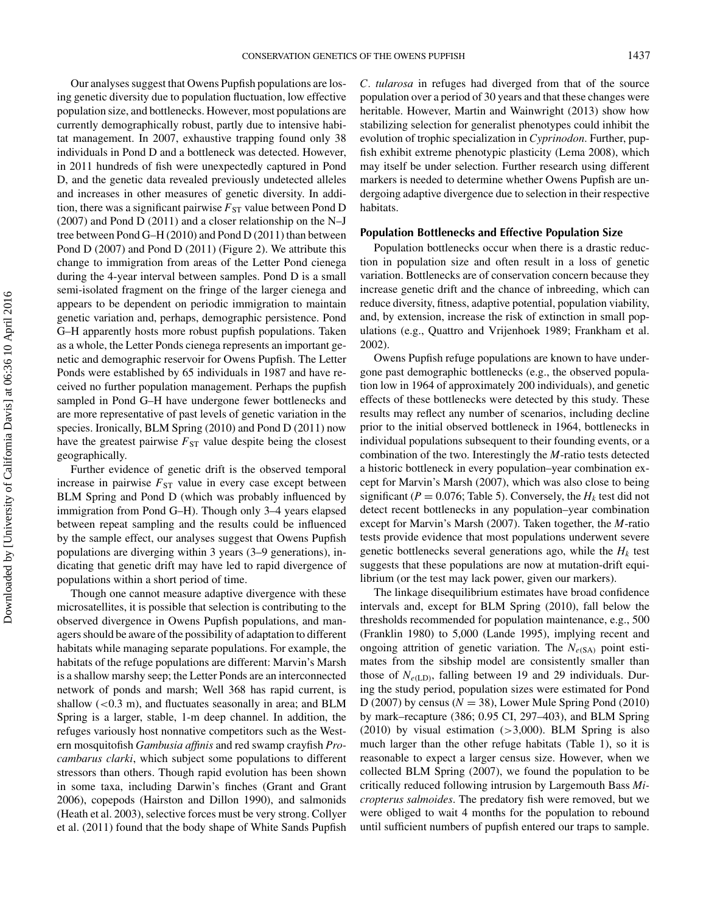Our analyses suggest that Owens Pupfish populations are losing genetic diversity due to population fluctuation, low effective population size, and bottlenecks. However, most populations are currently demographically robust, partly due to intensive habitat management. In 2007, exhaustive trapping found only 38 individuals in Pond D and a bottleneck was detected. However, in 2011 hundreds of fish were unexpectedly captured in Pond D, and the genetic data revealed previously undetected alleles and increases in other measures of genetic diversity. In addition, there was a significant pairwise $F_{ST}$ value between Pond D (2007) and Pond D (2011) and a closer relationship on the N–J tree between Pond G–H (2010) and Pond D (2011) than between Pond D (2007) and Pond D (2011) (Figure 2). We attribute this change to immigration from areas of the Letter Pond cienega during the 4-year interval between samples. Pond D is a small semi-isolated fragment on the fringe of the larger cienega and appears to be dependent on periodic immigration to maintain genetic variation and, perhaps, demographic persistence. Pond G–H apparently hosts more robust pupfish populations. Taken as a whole, the Letter Ponds cienega represents an important genetic and demographic reservoir for Owens Pupfish. The Letter Ponds were established by 65 individuals in 1987 and have received no further population management. Perhaps the pupfish sampled in Pond G–H have undergone fewer bottlenecks and are more representative of past levels of genetic variation in the species. Ironically, BLM Spring (2010) and Pond D (2011) now have the greatest pairwise $F_{ST}$ value despite being the closest geographically.

Further evidence of genetic drift is the observed temporal increase in pairwise $F_{ST}$ value in every case except between BLM Spring and Pond D (which was probably influenced by immigration from Pond G–H). Though only 3–4 years elapsed between repeat sampling and the results could be influenced by the sample effect, our analyses suggest that Owens Pupfish populations are diverging within 3 years (3–9 generations), indicating that genetic drift may have led to rapid divergence of populations within a short period of time.

Though one cannot measure adaptive divergence with these microsatellites, it is possible that selection is contributing to the observed divergence in Owens Pupfish populations, and managers should be aware of the possibility of adaptation to different habitats while managing separate populations. For example, the habitats of the refuge populations are different: Marvin's Marsh is a shallow marshy seep; the Letter Ponds are an interconnected network of ponds and marsh; Well 368 has rapid current, is shallow (<0.3 m), and fluctuates seasonally in area; and BLM Spring is a larger, stable, 1-m deep channel. In addition, the refuges variously host nonnative competitors such as the Western mosquitofish *Gambusia affinis* and red swamp crayfish *Procambarus clarki*, which subject some populations to different stressors than others. Though rapid evolution has been shown in some taxa, including Darwin's finches (Grant and Grant 2006), copepods (Hairston and Dillon 1990), and salmonids (Heath et al. 2003), selective forces must be very strong. Collyer et al. (2011) found that the body shape of White Sands Pupfish *C. tularosa* in refuges had diverged from that of the source population over a period of 30 years and that these changes were heritable. However, Martin and Wainwright (2013) show how stabilizing selection for generalist phenotypes could inhibit the evolution of trophic specialization in *Cyprinodon*. Further, pupfish exhibit extreme phenotypic plasticity (Lema 2008), which may itself be under selection. Further research using different markers is needed to determine whether Owens Pupfish are undergoing adaptive divergence due to selection in their respective habitats.

### Population Bottlenecks and Effective Population Size

Population bottlenecks occur when there is a drastic reduction in population size and often result in a loss of genetic variation. Bottlenecks are of conservation concern because they increase genetic drift and the chance of inbreeding, which can reduce diversity, fitness, adaptive potential, population viability, and, by extension, increase the risk of extinction in small populations (e.g., Quattro and Vrijenhoek 1989; Frankham et al. 2002).

Owens Pupfish refuge populations are known to have undergone past demographic bottlenecks (e.g., the observed population low in 1964 of approximately 200 individuals), and genetic effects of these bottlenecks were detected by this study. These results may reflect any number of scenarios, including decline prior to the initial observed bottleneck in 1964, bottlenecks in individual populations subsequent to their founding events, or a combination of the two. Interestingly the $M$-ratio tests detected a historic bottleneck in every population–year combination except for Marvin's Marsh (2007), which was also close to being significant ($P = 0.076$; Table 5). Conversely, the $H_k$ test did not detect recent bottlenecks in any population–year combination except for Marvin's Marsh (2007). Taken together, the $M$-ratio tests provide evidence that most populations underwent severe genetic bottlenecks several generations ago, while the $H_k$ test suggests that these populations are now at mutation-drift equilibrium (or the test may lack power, given our markers).

The linkage disequilibrium estimates have broad confidence intervals and, except for BLM Spring (2010), fall below the thresholds recommended for population maintenance, e.g., 500 (Franklin 1980) to 5,000 (Lande 1995), implying recent and ongoing attrition of genetic variation. The $N_{e(SA)}$ point estimates from the sibship model are consistently smaller than those of $N_{e(LD)}$, falling between 19 and 29 individuals. During the study period, population sizes were estimated for Pond D (2007) by census ($N = 38$), Lower Mule Spring Pond (2010) by mark–recapture (386; 0.95 CI, 297–403), and BLM Spring (2010) by visual estimation (>3,000). BLM Spring is also much larger than the other refuge habitats (Table 1), so it is reasonable to expect a larger census size. However, when we collected BLM Spring (2007), we found the population to be critically reduced following intrusion by Largemouth Bass *Micropterus salmoides*. The predatory fish were removed, but we were obliged to wait 4 months for the population to rebound until sufficient numbers of pupfish entered our traps to sample.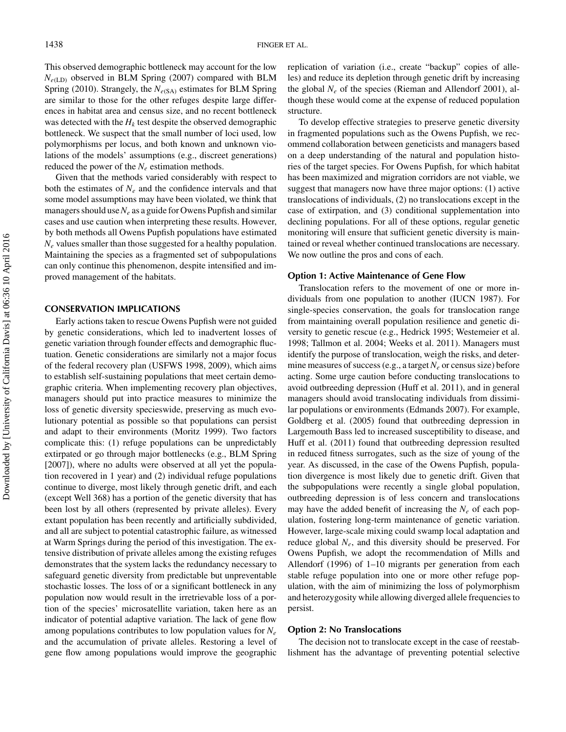This observed demographic bottleneck may account for the low $N_{e(\mathrm{LD})}$ observed in BLM Spring (2007) compared with BLM Spring (2010). Strangely, the $N_{e(\mathrm{SA})}$ estimates for BLM Spring are similar to those for the other refuges despite large differences in habitat area and census size, and no recent bottleneck was detected with the $H_k$ test despite the observed demographic bottleneck. We suspect that the small number of loci used, low polymorphisms per locus, and both known and unknown violations of the models' assumptions (e.g., discreet generations) reduced the power of the $N_e$ estimation methods.

Given that the methods varied considerably with respect to both the estimates of $N_e$ and the confidence intervals and that some model assumptions may have been violated, we think that managers should use $N_e$ as a guide for Owens Pupfish and similar cases and use caution when interpreting these results. However, by both methods all Owens Pupfish populations have estimated $N_e$ values smaller than those suggested for a healthy population. Maintaining the species as a fragmented set of subpopulations can only continue this phenomenon, despite intensified and improved management of the habitats.

## CONSERVATION IMPLICATIONS

Early actions taken to rescue Owens Pupfish were not guided by genetic considerations, which led to inadvertent losses of genetic variation through founder effects and demographic fluctuation. Genetic considerations are similarly not a major focus of the federal recovery plan (USFWS 1998, 2009), which aims to establish self-sustaining populations that meet certain demographic criteria. When implementing recovery plan objectives, managers should put into practice measures to minimize the loss of genetic diversity specieswide, preserving as much evolutionary potential as possible so that populations can persist and adapt to their environments (Moritz 1999). Two factors complicate this: (1) refuge populations can be unpredictably extirpated or go through major bottlenecks (e.g., BLM Spring [2007]), where no adults were observed at all yet the population recovered in 1 year) and (2) individual refuge populations continue to diverge, most likely through genetic drift, and each (except Well 368) has a portion of the genetic diversity that has been lost by all others (represented by private alleles). Every extant population has been recently and artificially subdivided, and all are subject to potential catastrophic failure, as witnessed at Warm Springs during the period of this investigation. The extensive distribution of private alleles among the existing refuges demonstrates that the system lacks the redundancy necessary to safeguard genetic diversity from predictable but unpreventable stochastic losses. The loss of or a significant bottleneck in any population now would result in the irretrievable loss of a portion of the species' microsatellite variation, taken here as an indicator of potential adaptive variation. The lack of gene flow among populations contributes to low population values for $N_e$ and the accumulation of private alleles. Restoring a level of gene flow among populations would improve the geographic replication of variation (i.e., create "backup" copies of alleles) and reduce its depletion through genetic drift by increasing the global $N_e$ of the species (Rieman and Allendorf 2001), although these would come at the expense of reduced population structure.

To develop effective strategies to preserve genetic diversity in fragmented populations such as the Owens Pupfish, we recommend collaboration between geneticists and managers based on a deep understanding of the natural and population histories of the target species. For Owens Pupfish, for which habitat has been maximized and migration corridors are not viable, we suggest that managers now have three major options: (1) active translocations of individuals, (2) no translocations except in the case of extirpation, and (3) conditional supplementation into declining populations. For all of these options, regular genetic monitoring will ensure that sufficient genetic diversity is maintained or reveal whether continued translocations are necessary. We now outline the pros and cons of each.

### Option 1: Active Maintenance of Gene Flow

Translocation refers to the movement of one or more individuals from one population to another (IUCN 1987). For single-species conservation, the goals for translocation range from maintaining overall population resilience and genetic diversity to genetic rescue (e.g., Hedrick 1995; Westemeier et al. 1998; Tallmon et al. 2004; Weeks et al. 2011). Managers must identify the purpose of translocation, weigh the risks, and determine measures of success (e.g., a target $N_e$ or census size) before acting. Some urge caution before conducting translocations to avoid outbreeding depression (Huff et al. 2011), and in general managers should avoid translocating individuals from dissimilar populations or environments (Edmands 2007). For example, Goldberg et al. (2005) found that outbreeding depression in Largemouth Bass led to increased susceptibility to disease, and Huff et al. (2011) found that outbreeding depression resulted in reduced fitness surrogates, such as the size of young of the year. As discussed, in the case of the Owens Pupfish, population divergence is most likely due to genetic drift. Given that the subpopulations were recently a single global population, outbreeding depression is of less concern and translocations may have the added benefit of increasing the $N_e$ of each population, fostering long-term maintenance of genetic variation. However, large-scale mixing could swamp local adaptation and reduce global $N_e$, and this diversity should be preserved. For Owens Pupfish, we adopt the recommendation of Mills and Allendorf (1996) of 1–10 migrants per generation from each stable refuge population into one or more other refuge population, with the aim of minimizing the loss of polymorphism and heterozygosity while allowing diverged allele frequencies to persist.

### Option 2: No Translocations

The decision not to translocate except in the case of reestablishment has the advantage of preventing potential selective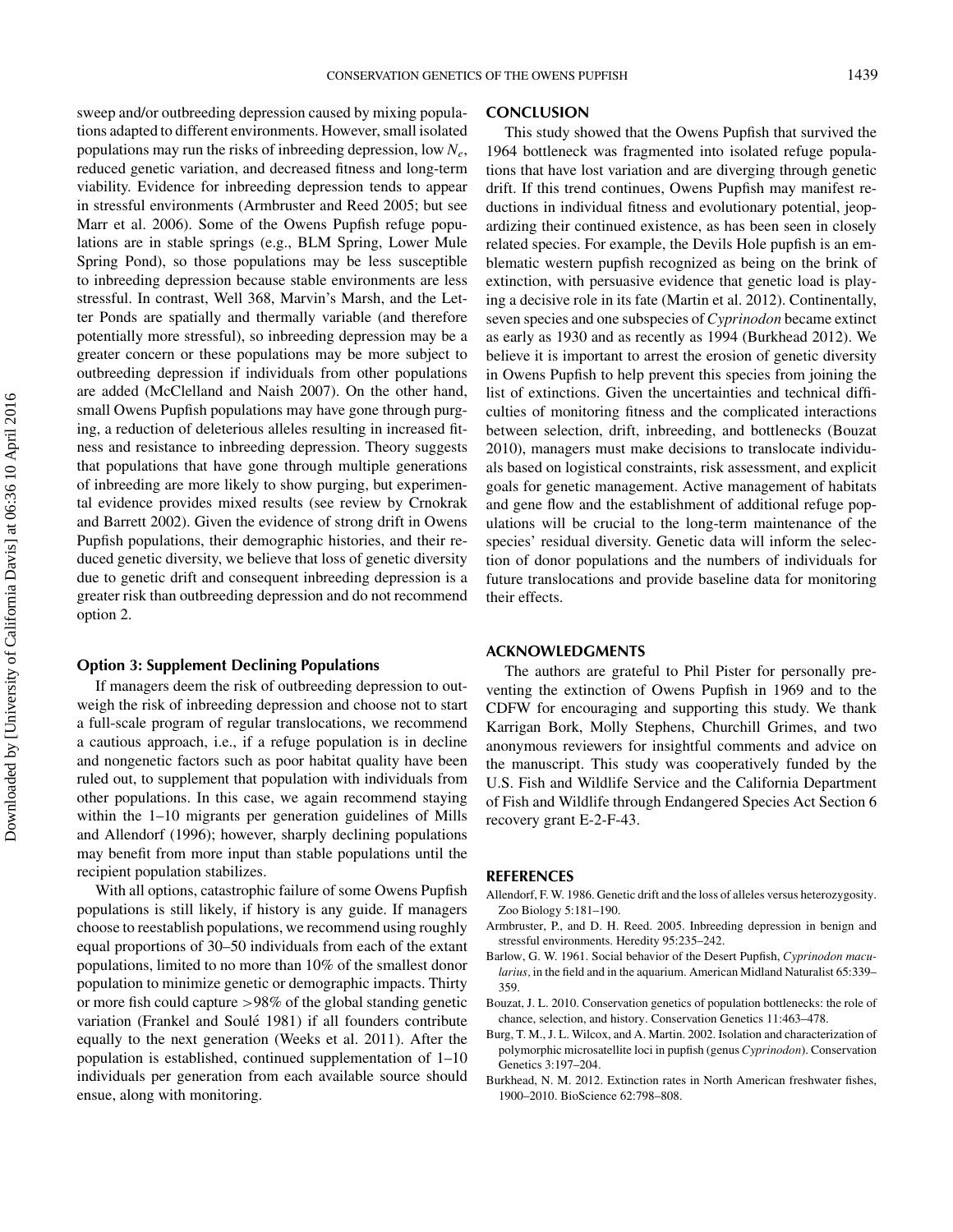sweep and/or outbreeding depression caused by mixing populations adapted to different environments. However, small isolated populations may run the risks of inbreeding depression, low $N_e$, reduced genetic variation, and decreased fitness and long-term viability. Evidence for inbreeding depression tends to appear in stressful environments (Armbruster and Reed 2005; but see Marr et al. 2006). Some of the Owens Pupfish refuge populations are in stable springs (e.g., BLM Spring, Lower Mule Spring Pond), so those populations may be less susceptible to inbreeding depression because stable environments are less stressful. In contrast, Well 368, Marvin's Marsh, and the Letter Ponds are spatially and thermally variable (and therefore potentially more stressful), so inbreeding depression may be a greater concern or these populations may be more subject to outbreeding depression if individuals from other populations are added (McClelland and Naish 2007). On the other hand, small Owens Pupfish populations may have gone through purging, a reduction of deleterious alleles resulting in increased fitness and resistance to inbreeding depression. Theory suggests that populations that have gone through multiple generations of inbreeding are more likely to show purging, but experimental evidence provides mixed results (see review by Crnokrak and Barrett 2002). Given the evidence of strong drift in Owens Pupfish populations, their demographic histories, and their reduced genetic diversity, we believe that loss of genetic diversity due to genetic drift and consequent inbreeding depression is a greater risk than outbreeding depression and do not recommend option 2.

### Option 3: Supplement Declining Populations

If managers deem the risk of outbreeding depression to outweigh the risk of inbreeding depression and choose not to start a full-scale program of regular translocations, we recommend a cautious approach, i.e., if a refuge population is in decline and nongenetic factors such as poor habitat quality have been ruled out, to supplement that population with individuals from other populations. In this case, we again recommend staying within the 1–10 migrants per generation guidelines of Mills and Allendorf (1996); however, sharply declining populations may benefit from more input than stable populations until the recipient population stabilizes.

With all options, catastrophic failure of some Owens Pupfish populations is still likely, if history is any guide. If managers choose to reestablish populations, we recommend using roughly equal proportions of 30–50 individuals from each of the extant populations, limited to no more than 10% of the smallest donor population to minimize genetic or demographic impacts. Thirty or more fish could capture >98% of the global standing genetic variation (Frankel and Soulé 1981) if all founders contribute equally to the next generation (Weeks et al. 2011). After the population is established, continued supplementation of 1–10 individuals per generation from each available source should ensue, along with monitoring.

## CONCLUSION

This study showed that the Owens Pupfish that survived the 1964 bottleneck was fragmented into isolated refuge populations that have lost variation and are diverging through genetic drift. If this trend continues, Owens Pupfish may manifest reductions in individual fitness and evolutionary potential, jeopardizing their continued existence, as has been seen in closely related species. For example, the Devils Hole pupfish is an emblematic western pupfish recognized as being on the brink of extinction, with persuasive evidence that genetic load is playing a decisive role in its fate (Martin et al. 2012). Continentally, seven species and one subspecies of *Cyprinodon* became extinct as early as 1930 and as recently as 1994 (Burkhead 2012). We believe it is important to arrest the erosion of genetic diversity in Owens Pupfish to help prevent this species from joining the list of extinctions. Given the uncertainties and technical difficulties of monitoring fitness and the complicated interactions between selection, drift, inbreeding, and bottlenecks (Bouzat 2010), managers must make decisions to translocate individuals based on logistical constraints, risk assessment, and explicit goals for genetic management. Active management of habitats and gene flow and the establishment of additional refuge populations will be crucial to the long-term maintenance of the species' residual diversity. Genetic data will inform the selection of donor populations and the numbers of individuals for future translocations and provide baseline data for monitoring their effects.

## ACKNOWLEDGMENTS

The authors are grateful to Phil Pister for personally preventing the extinction of Owens Pupfish in 1969 and to the CDFW for encouraging and supporting this study. We thank Karrigan Bork, Molly Stephens, Churchill Grimes, and two anonymous reviewers for insightful comments and advice on the manuscript. This study was cooperatively funded by the U.S. Fish and Wildlife Service and the California Department of Fish and Wildlife through Endangered Species Act Section 6 recovery grant E-2-F-43.

## REFERENCES

Allendorf, F. W. 1986. Genetic drift and the loss of alleles versus heterozygosity. Zoo Biology 5:181–190.

Armbruster, P., and D. H. Reed. 2005. Inbreeding depression in benign and stressful environments. Heredity 95:235–242.

Barlow, G. W. 1961. Social behavior of the Desert Pupfish, *Cyprinodon macularius,* in the field and in the aquarium. American Midland Naturalist 65:339–359.

Bouzat, J. L. 2010. Conservation genetics of population bottlenecks: the role of chance, selection, and history. Conservation Genetics 11:463–478.

Burg, T. M., J. L. Wilcox, and A. Martin. 2002. Isolation and characterization of polymorphic microsatellite loci in pupfish (genus *Cyprinodon*). Conservation Genetics 3:197–204.

Burkhead, N. M. 2012. Extinction rates in North American freshwater fishes, 1900–2010. BioScience 62:798–808.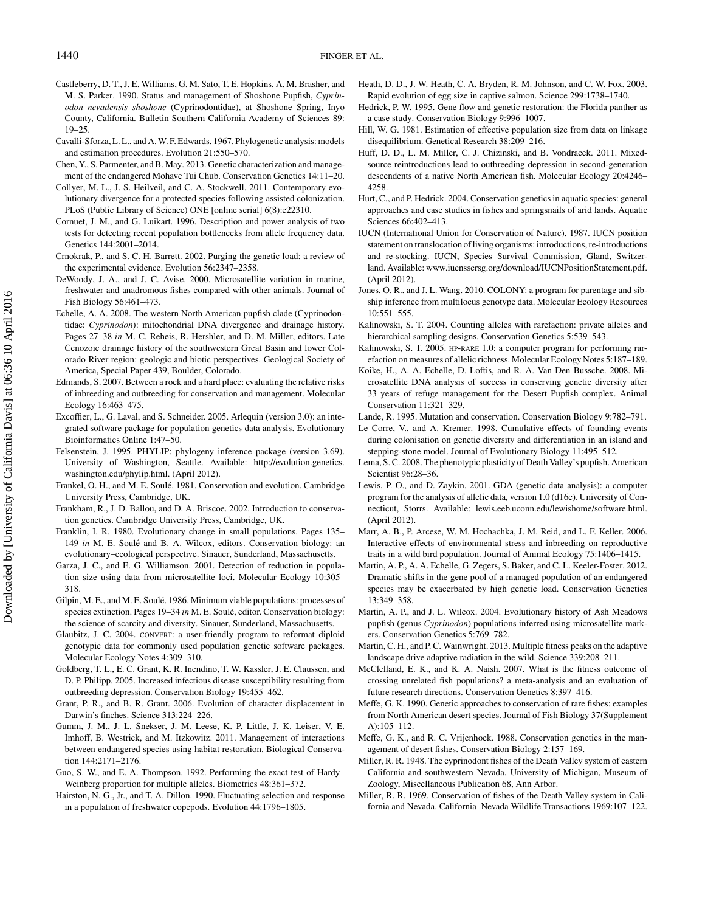Castleberry, D. T., J. E. Williams, G. M. Sato, T. E. Hopkins, A. M. Brasher, and M. S. Parker. 1990. Status and management of Shoshone Pupfish, *Cyprinodon nevadensis shoshone* (Cyprinodontidae), at Shoshone Spring, Inyo County, California. Bulletin Southern California Academy of Sciences 89:19–25.

Cavalli-Sforza, L. L., and A. W. F. Edwards. 1967. Phylogenetic analysis: models and estimation procedures. Evolution 21:550–570.

Chen, Y., S. Parmenter, and B. May. 2013. Genetic characterization and management of the endangered Mohave Tui Chub. Conservation Genetics 14:11–20.

Collyer, M. L., J. S. Heilveil, and C. A. Stockwell. 2011. Contemporary evolutionary divergence for a protected species following assisted colonization. PLoS (Public Library of Science) ONE [online serial] 6(8):e22310.

Cornuet, J. M., and G. Luikart. 1996. Description and power analysis of two tests for detecting recent population bottlenecks from allele frequency data. Genetics 144:2001–2014.

Crnokrak, P., and S. C. H. Barrett. 2002. Purging the genetic load: a review of the experimental evidence. Evolution 56:2347–2358.

DeWoody, J. A., and J. C. Avise. 2000. Microsatellite variation in marine, freshwater and anadromous fishes compared with other animals. Journal of Fish Biology 56:461–473.

Echelle, A. A. 2008. The western North American pupfish clade (Cyprinodontidae: *Cyprinodon*): mitochondrial DNA divergence and drainage history. Pages 27–38 *in* M. C. Reheis, R. Hershler, and D. M. Miller, editors. Late Cenozoic drainage history of the southwestern Great Basin and lower Colorado River region: geologic and biotic perspectives. Geological Society of America, Special Paper 439, Boulder, Colorado.

Edmands, S. 2007. Between a rock and a hard place: evaluating the relative risks of inbreeding and outbreeding for conservation and management. Molecular Ecology 16:463–475.

Excoffier, L., G. Laval, and S. Schneider. 2005. Arlequin (version 3.0): an integrated software package for population genetics data analysis. Evolutionary Bioinformatics Online 1:47–50.

Felsenstein, J. 1995. PHYLIP: phylogeny inference package (version 3.69). University of Washington, Seattle. Available: http://evolution.genetics.washington.edu/phylip.html. (April 2012).

Frankel, O. H., and M. E. Soulé. 1981. Conservation and evolution. Cambridge University Press, Cambridge, UK.

Frankham, R., J. D. Ballou, and D. A. Briscoe. 2002. Introduction to conservation genetics. Cambridge University Press, Cambridge, UK.

Franklin, I. R. 1980. Evolutionary change in small populations. Pages 135–149 *in* M. E. Soulé and B. A. Wilcox, editors. Conservation biology: an evolutionary–ecological perspective. Sinauer, Sunderland, Massachusetts.

Garza, J. C., and E. G. Williamson. 2001. Detection of reduction in population size using data from microsatellite loci. Molecular Ecology 10:305–318.

Gilpin, M. E., and M. E. Soulé. 1986. Minimum viable populations: processes of species extinction. Pages 19–34 *in* M. E. Soulé, editor. Conservation biology: the science of scarcity and diversity. Sinauer, Sunderland, Massachusetts.

Glaubitz, J. C. 2004. CONVERT: a user-friendly program to reformat diploid genotypic data for commonly used population genetic software packages. Molecular Ecology Notes 4:309–310.

Goldberg, T. L., E. C. Grant, K. R. Inendino, T. W. Kassler, J. E. Claussen, and D. P. Philipp. 2005. Increased infectious disease susceptibility resulting from outbreeding depression. Conservation Biology 19:455–462.

Grant, P. R., and B. R. Grant. 2006. Evolution of character displacement in Darwin's finches. Science 313:224–226.

Gumm, J. M., J. L. Snekser, J. M. Leese, K. P. Little, J. K. Leiser, V. E. Imhoff, B. Westrick, and M. Itzkowitz. 2011. Management of interactions between endangered species using habitat restoration. Biological Conservation 144:2171–2176.

Guo, S. W., and E. A. Thompson. 1992. Performing the exact test of Hardy–Weinberg proportion for multiple alleles. Biometrics 48:361–372.

Hairston, N. G., Jr., and T. A. Dillon. 1990. Fluctuating selection and response in a population of freshwater copepods. Evolution 44:1796–1805.

Heath, D. D., J. W. Heath, C. A. Bryden, R. M. Johnson, and C. W. Fox. 2003. Rapid evolution of egg size in captive salmon. Science 299:1738–1740.

Hedrick, P. W. 1995. Gene flow and genetic restoration: the Florida panther as a case study. Conservation Biology 9:996–1007.

Hill, W. G. 1981. Estimation of effective population size from data on linkage disequilibrium. Genetical Research 38:209–216.

Huff, D. D., L. M. Miller, C. J. Chizinski, and B. Vondracek. 2011. Mixed-source reintroductions lead to outbreeding depression in second-generation descendents of a native North American fish. Molecular Ecology 20:4246–4258.

Hurt, C., and P. Hedrick. 2004. Conservation genetics in aquatic species: general approaches and case studies in fishes and springsnails of arid lands. Aquatic Sciences 66:402–413.

IUCN (International Union for Conservation of Nature). 1987. IUCN position statement on translocation of living organisms: introductions, re-introductions and re-stocking. IUCN, Species Survival Commission, Gland, Switzerland. Available: www.iucnsscrsg.org/download/IUCNPositionStatement.pdf. (April 2012).

Jones, O. R., and J. L. Wang. 2010. COLONY: a program for parentage and sibship inference from multilocus genotype data. Molecular Ecology Resources 10:551–555.

Kalinowski, S. T. 2004. Counting alleles with rarefaction: private alleles and hierarchical sampling designs. Conservation Genetics 5:539–543.

Kalinowski, S. T. 2005. HP-RARE 1.0: a computer program for performing rarefaction on measures of allelic richness. Molecular Ecology Notes 5:187–189.

Koike, H., A. A. Echelle, D. Loftis, and R. A. Van Den Bussche. 2008. Microsatellite DNA analysis of success in conserving genetic diversity after 33 years of refuge management for the Desert Pupfish complex. Animal Conservation 11:321–329.

Lande, R. 1995. Mutation and conservation. Conservation Biology 9:782–791.

Le Corre, V., and A. Kremer. 1998. Cumulative effects of founding events during colonisation on genetic diversity and differentiation in an island and stepping-stone model. Journal of Evolutionary Biology 11:495–512.

Lema, S. C. 2008. The phenotypic plasticity of Death Valley's pupfish. American Scientist 96:28–36.

Lewis, P. O., and D. Zaykin. 2001. GDA (genetic data analysis): a computer program for the analysis of allelic data, version 1.0 (d16c). University of Connecticut, Storrs. Available: lewis.eeb.uconn.edu/lewishome/software.html. (April 2012).

Marr, A. B., P. Arcese, W. M. Hochachka, J. M. Reid, and L. F. Keller. 2006. Interactive effects of environmental stress and inbreeding on reproductive traits in a wild bird population. Journal of Animal Ecology 75:1406–1415.

Martin, A. P., A. A. Echelle, G. Zegers, S. Baker, and C. L. Keeler-Foster. 2012. Dramatic shifts in the gene pool of a managed population of an endangered species may be exacerbated by high genetic load. Conservation Genetics 13:349–358.

Martin, A. P., and J. L. Wilcox. 2004. Evolutionary history of Ash Meadows pupfish (genus *Cyprinodon*) populations inferred using microsatellite markers. Conservation Genetics 5:769–782.

Martin, C. H., and P. C. Wainwright. 2013. Multiple fitness peaks on the adaptive landscape drive adaptive radiation in the wild. Science 339:208–211.

McClelland, E. K., and K. A. Naish. 2007. What is the fitness outcome of crossing unrelated fish populations? a meta-analysis and an evaluation of future research directions. Conservation Genetics 8:397–416.

Meffe, G. K. 1990. Genetic approaches to conservation of rare fishes: examples from North American desert species. Journal of Fish Biology 37(Supplement A):105–112.

Meffe, G. K., and R. C. Vrijenhoek. 1988. Conservation genetics in the management of desert fishes. Conservation Biology 2:157–169.

Miller, R. R. 1948. The cyprinodont fishes of the Death Valley system of eastern California and southwestern Nevada. University of Michigan, Museum of Zoology, Miscellaneous Publication 68, Ann Arbor.

Miller, R. R. 1969. Conservation of fishes of the Death Valley system in California and Nevada. California–Nevada Wildlife Transactions 1969:107–122.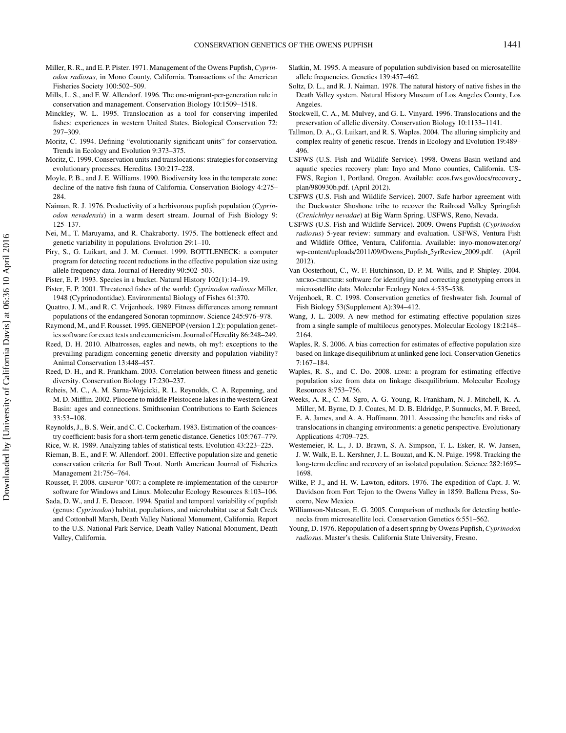Miller, R. R., and E. P. Pister. 1971. Management of the Owens Pupfish, *Cyprinodon radiosus,* in Mono County, California. Transactions of the American Fisheries Society 100:502–509.

Mills, L. S., and F. W. Allendorf. 1996. The one-migrant-per-generation rule in conservation and management. Conservation Biology 10:1509–1518.

Minckley, W. L. 1995. Translocation as a tool for conserving imperiled fishes: experiences in western United States. Biological Conservation 72: 297–309.

Moritz, C. 1994. Defining "evolutionarily significant units" for conservation. Trends in Ecology and Evolution 9:373–375.

Moritz, C. 1999. Conservation units and translocations: strategies for conserving evolutionary processes. Hereditas 130:217–228.

Moyle, P. B., and J. E. Williams. 1990. Biodiversity loss in the temperate zone: decline of the native fish fauna of California. Conservation Biology 4:275–284.

Naiman, R. J. 1976. Productivity of a herbivorous pupfish population (*Cyprinodon nevadensis*) in a warm desert stream. Journal of Fish Biology 9: 125–137.

Nei, M., T. Maruyama, and R. Chakraborty. 1975. The bottleneck effect and genetic variability in populations. Evolution 29:1–10.

Piry, S., G. Luikart, and J. M. Cornuet. 1999. BOTTLENECK: a computer program for detecting recent reductions in the effective population size using allele frequency data. Journal of Heredity 90:502–503.

Pister, E. P. 1993. Species in a bucket. Natural History 102(1):14–19.

Pister, E. P. 2001. Threatened fishes of the world: *Cyprinodon radiosus* Miller, 1948 (Cyprinodontidae). Environmental Biology of Fishes 61:370.

Quattro, J. M., and R. C. Vrijenhoek. 1989. Fitness differences among remnant populations of the endangered Sonoran topminnow. Science 245:976–978.

Raymond, M., and F. Rousset. 1995. GENEPOP (version 1.2): population genetics software for exact tests and ecumenicism. Journal of Heredity 86:248–249.

Reed, D. H. 2010. Albatrosses, eagles and newts, oh my!: exceptions to the prevailing paradigm concerning genetic diversity and population viability? Animal Conservation 13:448–457.

Reed, D. H., and R. Frankham. 2003. Correlation between fitness and genetic diversity. Conservation Biology 17:230–237.

Reheis, M. C., A. M. Sarna-Wojcicki, R. L. Reynolds, C. A. Repenning, and M. D. Mifflin. 2002. Pliocene to middle Pleistocene lakes in the western Great Basin: ages and connections. Smithsonian Contributions to Earth Sciences 33:53–108.

Reynolds, J., B. S. Weir, and C. C. Cockerham. 1983. Estimation of the coancestry coefficient: basis for a short-term genetic distance. Genetics 105:767–779.

Rice, W. R. 1989. Analyzing tables of statistical tests. Evolution 43:223–225.

Rieman, B. E., and F. W. Allendorf. 2001. Effective population size and genetic conservation criteria for Bull Trout. North American Journal of Fisheries Management 21:756–764.

Rousset, F. 2008. GENEPOP '007: a complete re-implementation of the GENEPOP software for Windows and Linux. Molecular Ecology Resources 8:103–106.

Sada, D. W., and J. E. Deacon. 1994. Spatial and temporal variability of pupfish (genus: *Cyprinodon*) habitat, populations, and microhabitat use at Salt Creek and Cottonball Marsh, Death Valley National Monument, California. Report to the U.S. National Park Service, Death Valley National Monument, Death Valley, California.

Slatkin, M. 1995. A measure of population subdivision based on microsatellite allele frequencies. Genetics 139:457–462.

Soltz, D. L., and R. J. Naiman. 1978. The natural history of native fishes in the Death Valley system. Natural History Museum of Los Angeles County, Los Angeles.

Stockwell, C. A., M. Mulvey, and G. L. Vinyard. 1996. Translocations and the preservation of allelic diversity. Conservation Biology 10:1133–1141.

Tallmon, D. A., G. Luikart, and R. S. Waples. 2004. The alluring simplicity and complex reality of genetic rescue. Trends in Ecology and Evolution 19:489–496.

USFWS (U.S. Fish and Wildlife Service). 1998. Owens Basin wetland and aquatic species recovery plan: Inyo and Mono counties, California. USFWS, Region 1, Portland, Oregon. Available: ecos.fws.gov/docs/recovery_plan/980930b.pdf. (April 2012).

USFWS (U.S. Fish and Wildlife Service). 2007. Safe harbor agreement with the Duckwater Shoshone tribe to recover the Railroad Valley Springfish (*Crenichthys nevadae*) at Big Warm Spring. USFWS, Reno, Nevada.

USFWS (U.S. Fish and Wildlife Service). 2009. Owens Pupfish (*Cyprinodon radiosus*) 5-year review: summary and evaluation. USFWS, Ventura Fish and Wildlife Office, Ventura, California. Available: inyo-monowater.org/wp-content/uploads/2011/09/Owens_Pupfish_5yrReview_2009.pdf. (April 2012).

Van Oosterhout, C., W. F. Hutchinson, D. P. M. Wills, and P. Shipley. 2004. MICRO-CHECKER: software for identifying and correcting genotyping errors in microsatellite data. Molecular Ecology Notes 4:535–538.

Vrijenhoek, R. C. 1998. Conservation genetics of freshwater fish. Journal of Fish Biology 53(Supplement A):394–412.

Wang, J. L. 2009. A new method for estimating effective population sizes from a single sample of multilocus genotypes. Molecular Ecology 18:2148–2164.

Waples, R. S. 2006. A bias correction for estimates of effective population size based on linkage disequilibrium at unlinked gene loci. Conservation Genetics 7:167–184.

Waples, R. S., and C. Do. 2008. LDNE: a program for estimating effective population size from data on linkage disequilibrium. Molecular Ecology Resources 8:753–756.

Weeks, A. R., C. M. Sgro, A. G. Young, R. Frankham, N. J. Mitchell, K. A. Miller, M. Byrne, D. J. Coates, M. D. B. Eldridge, P. Sunnucks, M. F. Breed, E. A. James, and A. A. Hoffmann. 2011. Assessing the benefits and risks of translocations in changing environments: a genetic perspective. Evolutionary Applications 4:709–725.

Westemeier, R. L., J. D. Brawn, S. A. Simpson, T. L. Esker, R. W. Jansen, J. W. Walk, E. L. Kershner, J. L. Bouzat, and K. N. Paige. 1998. Tracking the long-term decline and recovery of an isolated population. Science 282:1695–1698.

Wilke, P. J., and H. W. Lawton, editors. 1976. The expedition of Capt. J. W. Davidson from Fort Tejon to the Owens Valley in 1859. Ballena Press, Socorro, New Mexico.

Williamson-Natesan, E. G. 2005. Comparison of methods for detecting bottlenecks from microsatellite loci. Conservation Genetics 6:551–562.

Young, D. 1976. Repopulation of a desert spring by Owens Pupfish, *Cyprinodon radiosus*. Master's thesis. California State University, Fresno.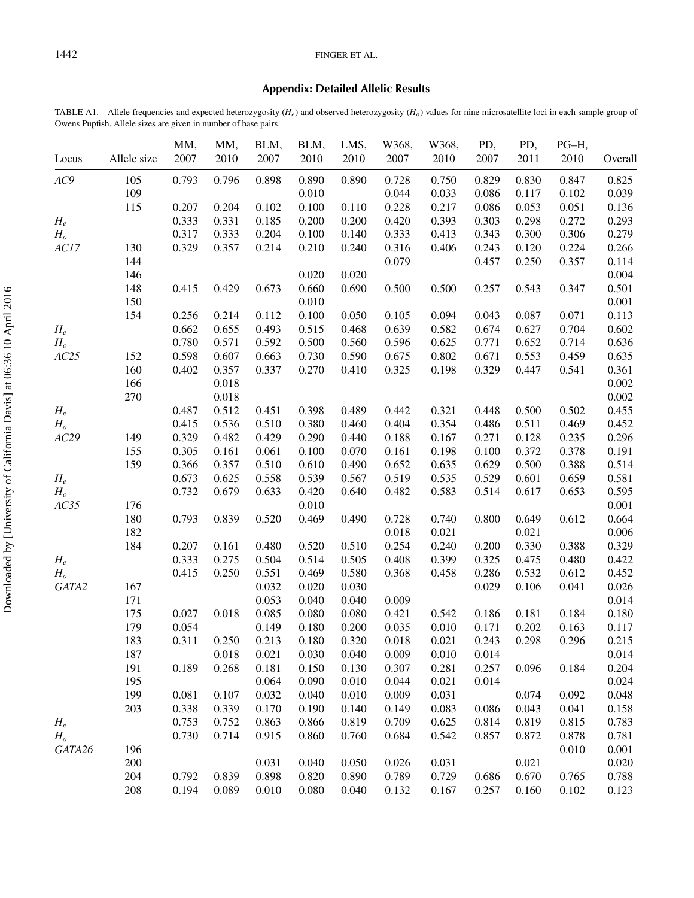## Appendix: Detailed Allelic Results

TABLE A1. Allele frequencies and expected heterozygosity ($H_e$) and observed heterozygosity ($H_o$) values for nine microsatellite loci in each sample group of Owens Pupfish. Allele sizes are given in number of base pairs.

| Locus | Allele size | MM, 2007 | MM, 2010 | BLM, 2007 | BLM, 2010 | LMS, 2010 | W368, 2007 | W368, 2010 | PD, 2007 | PD, 2011 | PG–H, 2010 | Overall |
|---|---|---|---|---|---|---|---|---|---|---|---|---|
| *AC9* | 105 | 0.793 | 0.796 | 0.898 | 0.890 | 0.890 | 0.728 | 0.750 | 0.829 | 0.830 | 0.847 | 0.825 |
| | 109 | | | | 0.010 | | 0.044 | 0.033 | 0.086 | 0.117 | 0.102 | 0.039 |
| | 115 | 0.207 | 0.204 | 0.102 | 0.100 | 0.110 | 0.228 | 0.217 | 0.086 | 0.053 | 0.051 | 0.136 |
| $H_e$ | | 0.333 | 0.331 | 0.185 | 0.200 | 0.200 | 0.420 | 0.393 | 0.303 | 0.298 | 0.272 | 0.293 |
| $H_o$ | | 0.317 | 0.333 | 0.204 | 0.100 | 0.140 | 0.333 | 0.413 | 0.343 | 0.300 | 0.306 | 0.279 |
| *AC17* | 130 | 0.329 | 0.357 | 0.214 | 0.210 | 0.240 | 0.316 | 0.406 | 0.243 | 0.120 | 0.224 | 0.266 |
| | 144 | | | | | | 0.079 | | 0.457 | 0.250 | 0.357 | 0.114 |
| | 146 | | | | 0.020 | 0.020 | | | | | | 0.004 |
| | 148 | 0.415 | 0.429 | 0.673 | 0.660 | 0.690 | 0.500 | 0.500 | 0.257 | 0.543 | 0.347 | 0.501 |
| | 150 | | | | 0.010 | | | | | | | 0.001 |
| | 154 | 0.256 | 0.214 | 0.112 | 0.100 | 0.050 | 0.105 | 0.094 | 0.043 | 0.087 | 0.071 | 0.113 |
| $H_e$ | | 0.662 | 0.655 | 0.493 | 0.515 | 0.468 | 0.639 | 0.582 | 0.674 | 0.627 | 0.704 | 0.602 |
| $H_o$ | | 0.780 | 0.571 | 0.592 | 0.500 | 0.560 | 0.596 | 0.625 | 0.771 | 0.652 | 0.714 | 0.636 |
| *AC25* | 152 | 0.598 | 0.607 | 0.663 | 0.730 | 0.590 | 0.675 | 0.802 | 0.671 | 0.553 | 0.459 | 0.635 |
| | 160 | 0.402 | 0.357 | 0.337 | 0.270 | 0.410 | 0.325 | 0.198 | 0.329 | 0.447 | 0.541 | 0.361 |
| | 166 | | 0.018 | | | | | | | | | 0.002 |
| | 270 | | 0.018 | | | | | | | | | 0.002 |
| $H_e$ | | 0.487 | 0.512 | 0.451 | 0.398 | 0.489 | 0.442 | 0.321 | 0.448 | 0.500 | 0.502 | 0.455 |
| $H_o$ | | 0.415 | 0.536 | 0.510 | 0.380 | 0.460 | 0.404 | 0.354 | 0.486 | 0.511 | 0.469 | 0.452 |
| *AC29* | 149 | 0.329 | 0.482 | 0.429 | 0.290 | 0.440 | 0.188 | 0.167 | 0.271 | 0.128 | 0.235 | 0.296 |
| | 155 | 0.305 | 0.161 | 0.061 | 0.100 | 0.070 | 0.161 | 0.198 | 0.100 | 0.372 | 0.378 | 0.191 |
| | 159 | 0.366 | 0.357 | 0.510 | 0.610 | 0.490 | 0.652 | 0.635 | 0.629 | 0.500 | 0.388 | 0.514 |
| $H_e$ | | 0.673 | 0.625 | 0.558 | 0.539 | 0.567 | 0.519 | 0.535 | 0.529 | 0.601 | 0.659 | 0.581 |
| $H_o$ | | 0.732 | 0.679 | 0.633 | 0.420 | 0.640 | 0.482 | 0.583 | 0.514 | 0.617 | 0.653 | 0.595 |
| *AC35* | 176 | | | | 0.010 | | | | | | | 0.001 |
| | 180 | 0.793 | 0.839 | 0.520 | 0.469 | 0.490 | 0.728 | 0.740 | 0.800 | 0.649 | 0.612 | 0.664 |
| | 182 | | | | | | 0.018 | 0.021 | | 0.021 | | 0.006 |
| | 184 | 0.207 | 0.161 | 0.480 | 0.520 | 0.510 | 0.254 | 0.240 | 0.200 | 0.330 | 0.388 | 0.329 |
| $H_e$ | | 0.333 | 0.275 | 0.504 | 0.514 | 0.505 | 0.408 | 0.399 | 0.325 | 0.475 | 0.480 | 0.422 |
| $H_o$ | | 0.415 | 0.250 | 0.551 | 0.469 | 0.580 | 0.368 | 0.458 | 0.286 | 0.532 | 0.612 | 0.452 |
| *GATA2* | 167 | | | 0.032 | 0.020 | 0.030 | | | 0.029 | 0.106 | 0.041 | 0.026 |
| | 171 | | | 0.053 | 0.040 | 0.040 | 0.009 | | | | | 0.014 |
| | 175 | 0.027 | 0.018 | 0.085 | 0.080 | 0.080 | 0.421 | 0.542 | 0.186 | 0.181 | 0.184 | 0.180 |
| | 179 | 0.054 | | 0.149 | 0.180 | 0.200 | 0.035 | 0.010 | 0.171 | 0.202 | 0.163 | 0.117 |
| | 183 | 0.311 | 0.250 | 0.213 | 0.180 | 0.320 | 0.018 | 0.021 | 0.243 | 0.298 | 0.296 | 0.215 |
| | 187 | | 0.018 | 0.021 | 0.030 | 0.040 | 0.009 | 0.010 | 0.014 | | | 0.014 |
| | 191 | 0.189 | 0.268 | 0.181 | 0.150 | 0.130 | 0.307 | 0.281 | 0.257 | 0.096 | 0.184 | 0.204 |
| | 195 | | | 0.064 | 0.090 | 0.010 | 0.044 | 0.021 | 0.014 | | | 0.024 |
| | 199 | 0.081 | 0.107 | 0.032 | 0.040 | 0.010 | 0.009 | 0.031 | | 0.074 | 0.092 | 0.048 |
| | 203 | 0.338 | 0.339 | 0.170 | 0.190 | 0.140 | 0.149 | 0.083 | 0.086 | 0.043 | 0.041 | 0.158 |
| $H_e$ | | 0.753 | 0.752 | 0.863 | 0.866 | 0.819 | 0.709 | 0.625 | 0.814 | 0.819 | 0.815 | 0.783 |
| $H_o$ | | 0.730 | 0.714 | 0.915 | 0.860 | 0.760 | 0.684 | 0.542 | 0.857 | 0.872 | 0.878 | 0.781 |
| *GATA26* | 196 | | | | | | | | | | 0.010 | 0.001 |
| | 200 | | | 0.031 | 0.040 | 0.050 | 0.026 | 0.031 | | 0.021 | | 0.020 |
| | 204 | 0.792 | 0.839 | 0.898 | 0.820 | 0.890 | 0.789 | 0.729 | 0.686 | 0.670 | 0.765 | 0.788 |
| | 208 | 0.194 | 0.089 | 0.010 | 0.080 | 0.040 | 0.132 | 0.167 | 0.257 | 0.160 | 0.102 | 0.123 |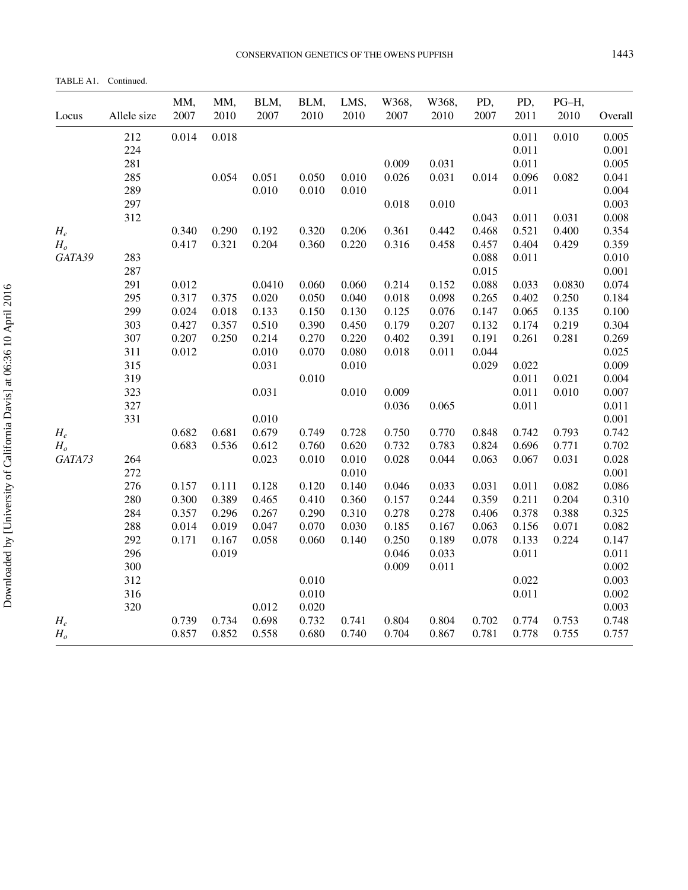TABLE A1. Continued.

| Locus | Allele size | MM, 2007 | MM, 2010 | BLM, 2007 | BLM, 2010 | LMS, 2010 | W368, 2007 | W368, 2010 | PD, 2007 | PD, 2011 | PG–H, 2010 | Overall |
|---|---|---|---|---|---|---|---|---|---|---|---|---|
| | 212 | 0.014 | 0.018 | | | | | | | 0.011 | 0.010 | 0.005 |
| | 224 | | | | | | | | | 0.011 | | 0.001 |
| | 281 | | | | | | 0.009 | 0.031 | | 0.011 | | 0.005 |
| | 285 | | 0.054 | 0.051 | 0.050 | 0.010 | 0.026 | 0.031 | 0.014 | 0.096 | 0.082 | 0.041 |
| | 289 | | | 0.010 | 0.010 | 0.010 | | | | 0.011 | | 0.004 |
| | 297 | | | | | | 0.018 | 0.010 | | | | 0.003 |
| | 312 | | | | | | | | 0.043 | 0.011 | 0.031 | 0.008 |
| $H_e$ | | 0.340 | 0.290 | 0.192 | 0.320 | 0.206 | 0.361 | 0.442 | 0.468 | 0.521 | 0.400 | 0.354 |
| $H_o$ | | 0.417 | 0.321 | 0.204 | 0.360 | 0.220 | 0.316 | 0.458 | 0.457 | 0.404 | 0.429 | 0.359 |
| *GATA39* | 283 | | | | | | | | 0.088 | 0.011 | | 0.010 |
| | 287 | | | | | | | | 0.015 | | | 0.001 |
| | 291 | 0.012 | | 0.0410 | 0.060 | 0.060 | 0.214 | 0.152 | 0.088 | 0.033 | 0.0830 | 0.074 |
| | 295 | 0.317 | 0.375 | 0.020 | 0.050 | 0.040 | 0.018 | 0.098 | 0.265 | 0.402 | 0.250 | 0.184 |
| | 299 | 0.024 | 0.018 | 0.133 | 0.150 | 0.130 | 0.125 | 0.076 | 0.147 | 0.065 | 0.135 | 0.100 |
| | 303 | 0.427 | 0.357 | 0.510 | 0.390 | 0.450 | 0.179 | 0.207 | 0.132 | 0.174 | 0.219 | 0.304 |
| | 307 | 0.207 | 0.250 | 0.214 | 0.270 | 0.220 | 0.402 | 0.391 | 0.191 | 0.261 | 0.281 | 0.269 |
| | 311 | 0.012 | | 0.010 | 0.070 | 0.080 | 0.018 | 0.011 | 0.044 | | | 0.025 |
| | 315 | | | 0.031 | | 0.010 | | | 0.029 | 0.022 | | 0.009 |
| | 319 | | | | 0.010 | | | | | 0.011 | 0.021 | 0.004 |
| | 323 | | | 0.031 | | 0.010 | 0.009 | | | 0.011 | 0.010 | 0.007 |
| | 327 | | | | | | 0.036 | 0.065 | | 0.011 | | 0.011 |
| | 331 | | | 0.010 | | | | | | | | 0.001 |
| $H_e$ | | 0.682 | 0.681 | 0.679 | 0.749 | 0.728 | 0.750 | 0.770 | 0.848 | 0.742 | 0.793 | 0.742 |
| $H_o$ | | 0.683 | 0.536 | 0.612 | 0.760 | 0.620 | 0.732 | 0.783 | 0.824 | 0.696 | 0.771 | 0.702 |
| *GATA73* | 264 | | | 0.023 | 0.010 | 0.010 | 0.028 | 0.044 | 0.063 | 0.067 | 0.031 | 0.028 |
| | 272 | | | | | 0.010 | | | | | | 0.001 |
| | 276 | 0.157 | 0.111 | 0.128 | 0.120 | 0.140 | 0.046 | 0.033 | 0.031 | 0.011 | 0.082 | 0.086 |
| | 280 | 0.300 | 0.389 | 0.465 | 0.410 | 0.360 | 0.157 | 0.244 | 0.359 | 0.211 | 0.204 | 0.310 |
| | 284 | 0.357 | 0.296 | 0.267 | 0.290 | 0.310 | 0.278 | 0.278 | 0.406 | 0.378 | 0.388 | 0.325 |
| | 288 | 0.014 | 0.019 | 0.047 | 0.070 | 0.030 | 0.185 | 0.167 | 0.063 | 0.156 | 0.071 | 0.082 |
| | 292 | 0.171 | 0.167 | 0.058 | 0.060 | 0.140 | 0.250 | 0.189 | 0.078 | 0.133 | 0.224 | 0.147 |
| | 296 | | 0.019 | | | | 0.046 | 0.033 | | 0.011 | | 0.011 |
| | 300 | | | | | | 0.009 | 0.011 | | | | 0.002 |
| | 312 | | | | 0.010 | | | | | 0.022 | | 0.003 |
| | 316 | | | | 0.010 | | | | | 0.011 | | 0.002 |
| | 320 | | | 0.012 | 0.020 | | | | | | | 0.003 |
| $H_e$ | | 0.739 | 0.734 | 0.698 | 0.732 | 0.741 | 0.804 | 0.804 | 0.702 | 0.774 | 0.753 | 0.748 |
| $H_o$ | | 0.857 | 0.852 | 0.558 | 0.680 | 0.740 | 0.704 | 0.867 | 0.781 | 0.778 | 0.755 | 0.757 |